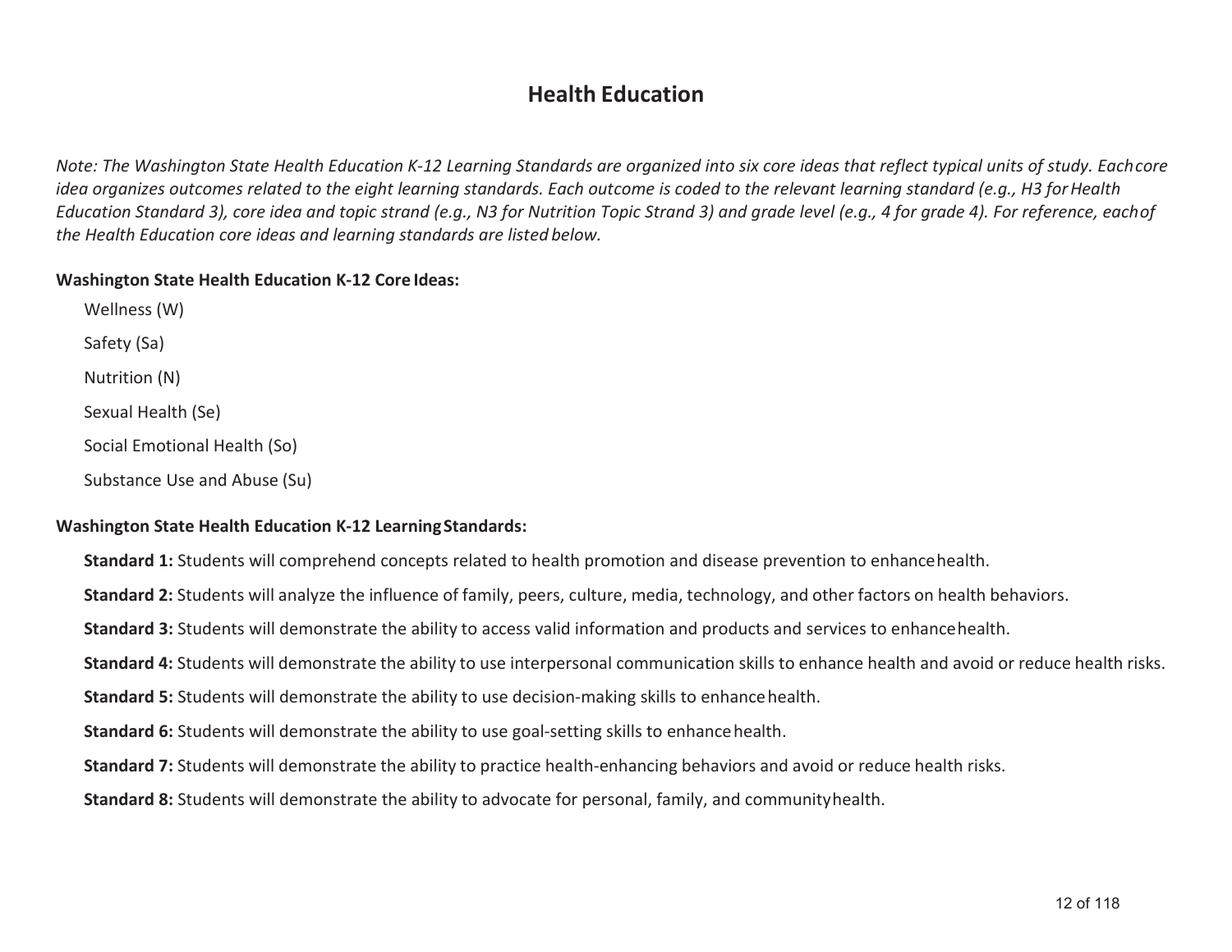# Health Education

*Note: The Washington State Health Education K-12 Learning Standards are organized into six core ideas that reflect typical units of study. Each core idea organizes outcomes related to the eight learning standards. Each outcome is coded to the relevant learning standard (e.g., H3 for Health Education Standard 3), core idea and topic strand (e.g., N3 for Nutrition Topic Strand 3) and grade level (e.g., 4 for grade 4). For reference, each of the Health Education core ideas and learning standards are listed below.*

**Washington State Health Education K-12 Core Ideas:**

- Wellness (W)
- Safety (Sa)
- Nutrition (N)
- Sexual Health (Se)
- Social Emotional Health (So)
- Substance Use and Abuse (Su)

**Washington State Health Education K-12 Learning Standards:**

- **Standard 1:** Students will comprehend concepts related to health promotion and disease prevention to enhance health.
- **Standard 2:** Students will analyze the influence of family, peers, culture, media, technology, and other factors on health behaviors.
- **Standard 3:** Students will demonstrate the ability to access valid information and products and services to enhance health.
- **Standard 4:** Students will demonstrate the ability to use interpersonal communication skills to enhance health and avoid or reduce health risks.
- **Standard 5:** Students will demonstrate the ability to use decision-making skills to enhance health.
- **Standard 6:** Students will demonstrate the ability to use goal-setting skills to enhance health.
- **Standard 7:** Students will demonstrate the ability to practice health-enhancing behaviors and avoid or reduce health risks.
- **Standard 8:** Students will demonstrate the ability to advocate for personal, family, and community health.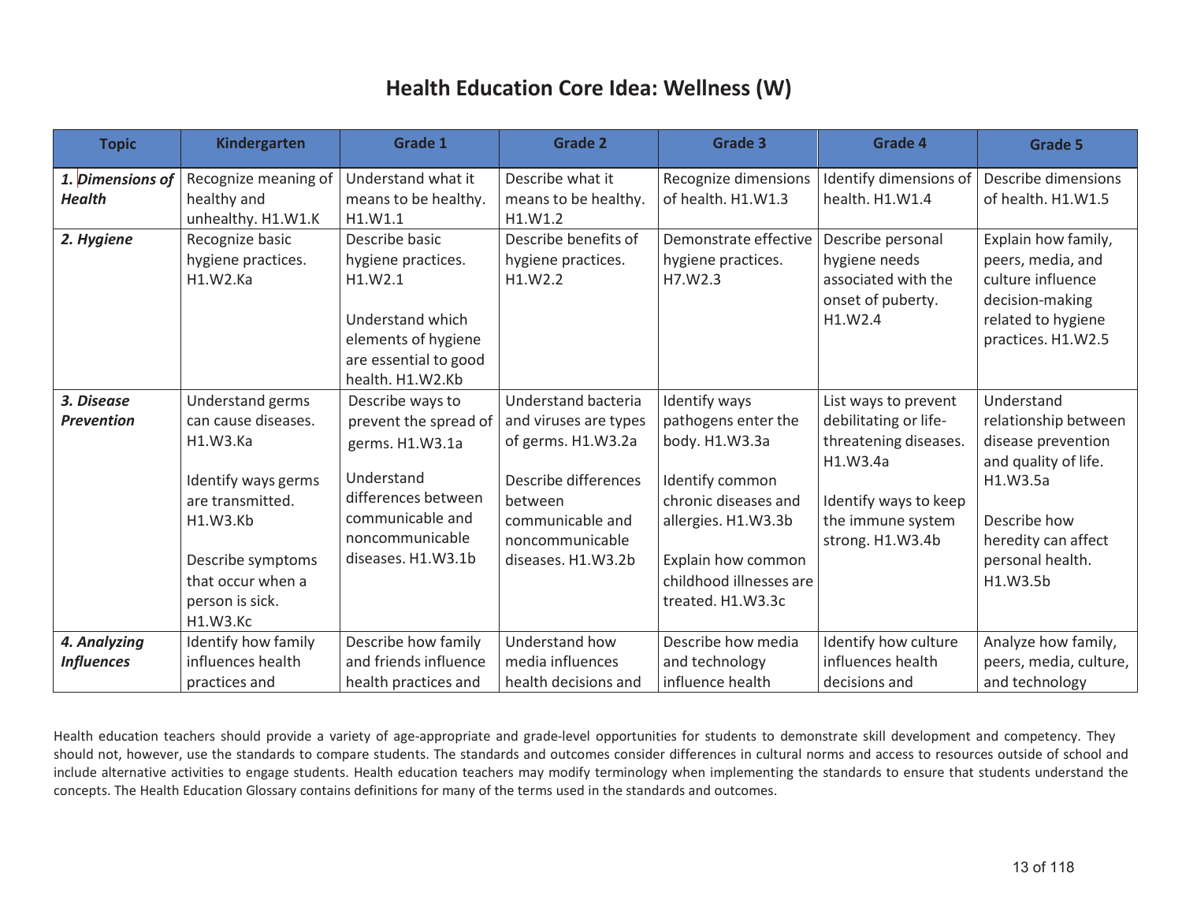# Health Education Core Idea: Wellness (W)

| Topic | Kindergarten | Grade 1 | Grade 2 | Grade 3 | Grade 4 | Grade 5 |
|---|---|---|---|---|---|---|
| ***1. Dimensions of Health*** | Recognize meaning of healthy and unhealthy. H1.W1.K | Understand what it means to be healthy. H1.W1.1 | Describe what it means to be healthy. H1.W1.2 | Recognize dimensions of health. H1.W1.3 | Identify dimensions of health. H1.W1.4 | Describe dimensions of health. H1.W1.5 |
| ***2. Hygiene*** | Recognize basic hygiene practices. H1.W2.Ka | Describe basic hygiene practices. H1.W2.1<br><br>Understand which elements of hygiene are essential to good health. H1.W2.Kb | Describe benefits of hygiene practices. H1.W2.2 | Demonstrate effective hygiene practices. H7.W2.3 | Describe personal hygiene needs associated with the onset of puberty. H1.W2.4 | Explain how family, peers, media, and culture influence decision-making related to hygiene practices. H1.W2.5 |
| ***3. Disease Prevention*** | Understand germs can cause diseases. H1.W3.Ka<br><br>Identify ways germs are transmitted. H1.W3.Kb<br><br>Describe symptoms that occur when a person is sick. H1.W3.Kc | Describe ways to prevent the spread of germs. H1.W3.1a<br><br>Understand differences between communicable and noncommunicable diseases. H1.W3.1b | Understand bacteria and viruses are types of germs. H1.W3.2a<br><br>Describe differences between communicable and noncommunicable diseases. H1.W3.2b | Identify ways pathogens enter the body. H1.W3.3a<br><br>Identify common chronic diseases and allergies. H1.W3.3b<br><br>Explain how common childhood illnesses are treated. H1.W3.3c | List ways to prevent debilitating or life-threatening diseases. H1.W3.4a<br><br>Identify ways to keep the immune system strong. H1.W3.4b | Understand relationship between disease prevention and quality of life. H1.W3.5a<br><br>Describe how heredity can affect personal health. H1.W3.5b |
| ***4. Analyzing Influences*** | Identify how family influences health practices and | Describe how family and friends influence health practices and | Understand how media influences health decisions and | Describe how media and technology influence health | Identify how culture influences health decisions and | Analyze how family, peers, media, culture, and technology |

Health education teachers should provide a variety of age-appropriate and grade-level opportunities for students to demonstrate skill development and competency. They should not, however, use the standards to compare students. The standards and outcomes consider differences in cultural norms and access to resources outside of school and include alternative activities to engage students. Health education teachers may modify terminology when implementing the standards to ensure that students understand the concepts. The Health Education Glossary contains definitions for many of the terms used in the standards and outcomes.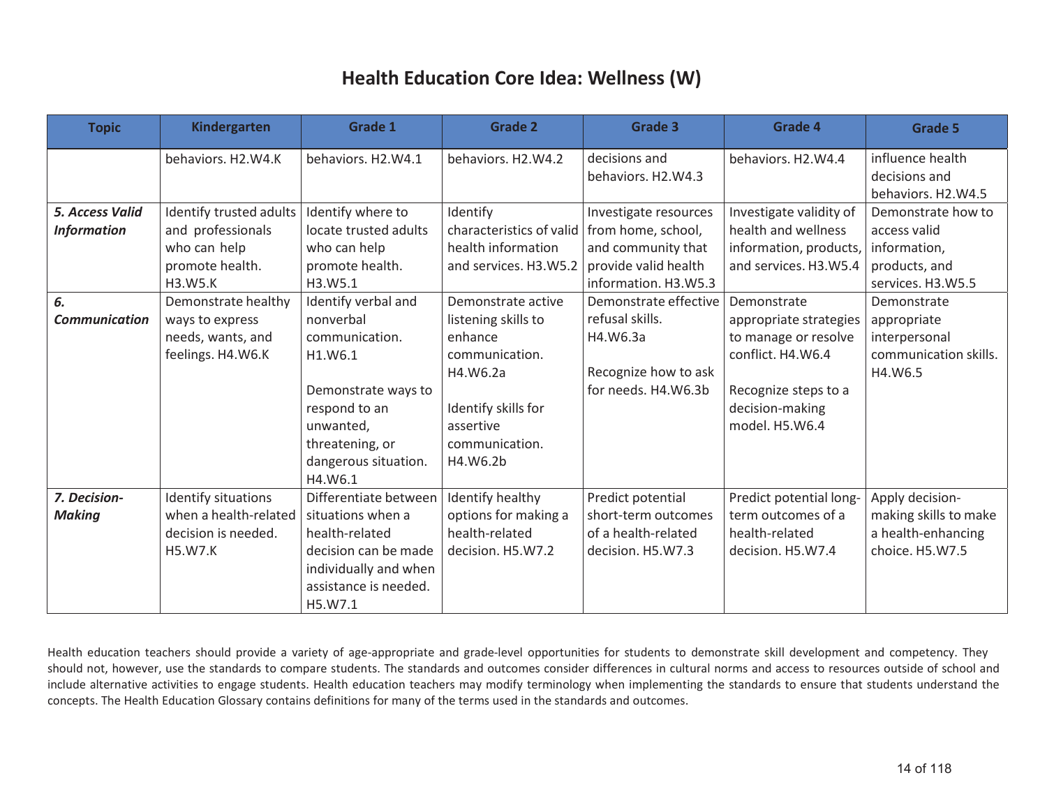# Health Education Core Idea: Wellness (W)

| Topic | Kindergarten | Grade 1 | Grade 2 | Grade 3 | Grade 4 | Grade 5 |
|---|---|---|---|---|---|---|
| | behaviors. H2.W4.K | behaviors. H2.W4.1 | behaviors. H2.W4.2 | decisions and behaviors. H2.W4.3 | behaviors. H2.W4.4 | influence health decisions and behaviors. H2.W4.5 |
| ***5. Access Valid Information*** | Identify trusted adults and professionals who can help promote health. H3.W5.K | Identify where to locate trusted adults who can help promote health. H3.W5.1 | Identify characteristics of valid health information and services. H3.W5.2 | Investigate resources from home, school, and community that provide valid health information. H3.W5.3 | Investigate validity of health and wellness information, products, and services. H3.W5.4 | Demonstrate how to access valid information, products, and services. H3.W5.5 |
| ***6. Communication*** | Demonstrate healthy ways to express needs, wants, and feelings. H4.W6.K | Identify verbal and nonverbal communication. H1.W6.1<br><br>Demonstrate ways to respond to an unwanted, threatening, or dangerous situation. H4.W6.1 | Demonstrate active listening skills to enhance communication. H4.W6.2a<br><br>Identify skills for assertive communication. H4.W6.2b | Demonstrate effective refusal skills. H4.W6.3a<br><br>Recognize how to ask for needs. H4.W6.3b | Demonstrate appropriate strategies to manage or resolve conflict. H4.W6.4<br><br>Recognize steps to a decision-making model. H5.W6.4 | Demonstrate appropriate interpersonal communication skills. H4.W6.5 |
| ***7. Decision-Making*** | Identify situations when a health-related decision is needed. H5.W7.K | Differentiate between situations when a health-related decision can be made individually and when assistance is needed. H5.W7.1 | Identify healthy options for making a health-related decision. H5.W7.2 | Predict potential short-term outcomes of a health-related decision. H5.W7.3 | Predict potential long-term outcomes of a health-related decision. H5.W7.4 | Apply decision-making skills to make a health-enhancing choice. H5.W7.5 |

Health education teachers should provide a variety of age-appropriate and grade-level opportunities for students to demonstrate skill development and competency. They should not, however, use the standards to compare students. The standards and outcomes consider differences in cultural norms and access to resources outside of school and include alternative activities to engage students. Health education teachers may modify terminology when implementing the standards to ensure that students understand the concepts. The Health Education Glossary contains definitions for many of the terms used in the standards and outcomes.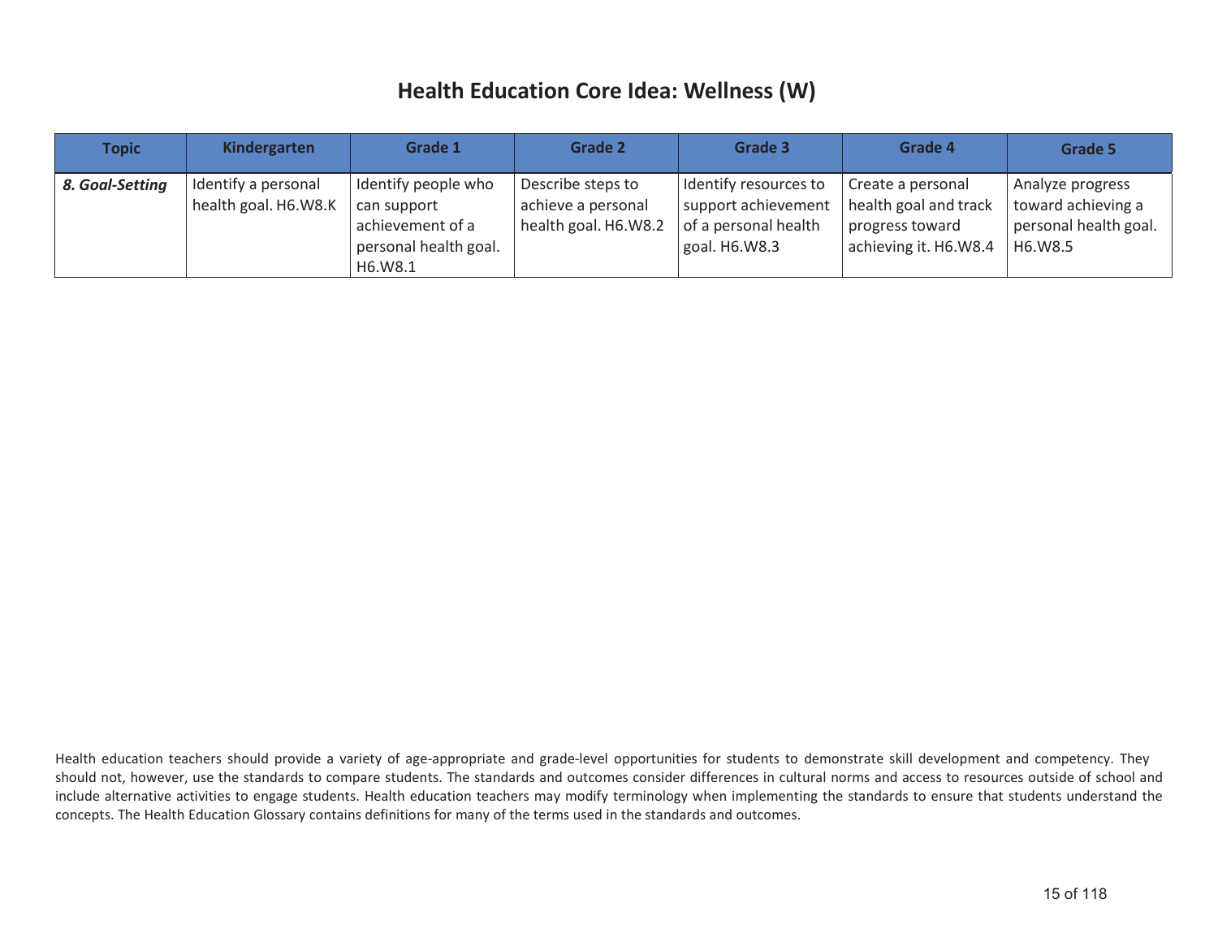# Health Education Core Idea: Wellness (W)

| Topic | Kindergarten | Grade 1 | Grade 2 | Grade 3 | Grade 4 | Grade 5 |
|---|---|---|---|---|---|---|
| ***8. Goal-Setting*** | Identify a personal health goal. H6.W8.K | Identify people who can support achievement of a personal health goal. H6.W8.1 | Describe steps to achieve a personal health goal. H6.W8.2 | Identify resources to support achievement of a personal health goal. H6.W8.3 | Create a personal health goal and track progress toward achieving it. H6.W8.4 | Analyze progress toward achieving a personal health goal. H6.W8.5 |

Health education teachers should provide a variety of age-appropriate and grade-level opportunities for students to demonstrate skill development and competency. They should not, however, use the standards to compare students. The standards and outcomes consider differences in cultural norms and access to resources outside of school and include alternative activities to engage students. Health education teachers may modify terminology when implementing the standards to ensure that students understand the concepts. The Health Education Glossary contains definitions for many of the terms used in the standards and outcomes.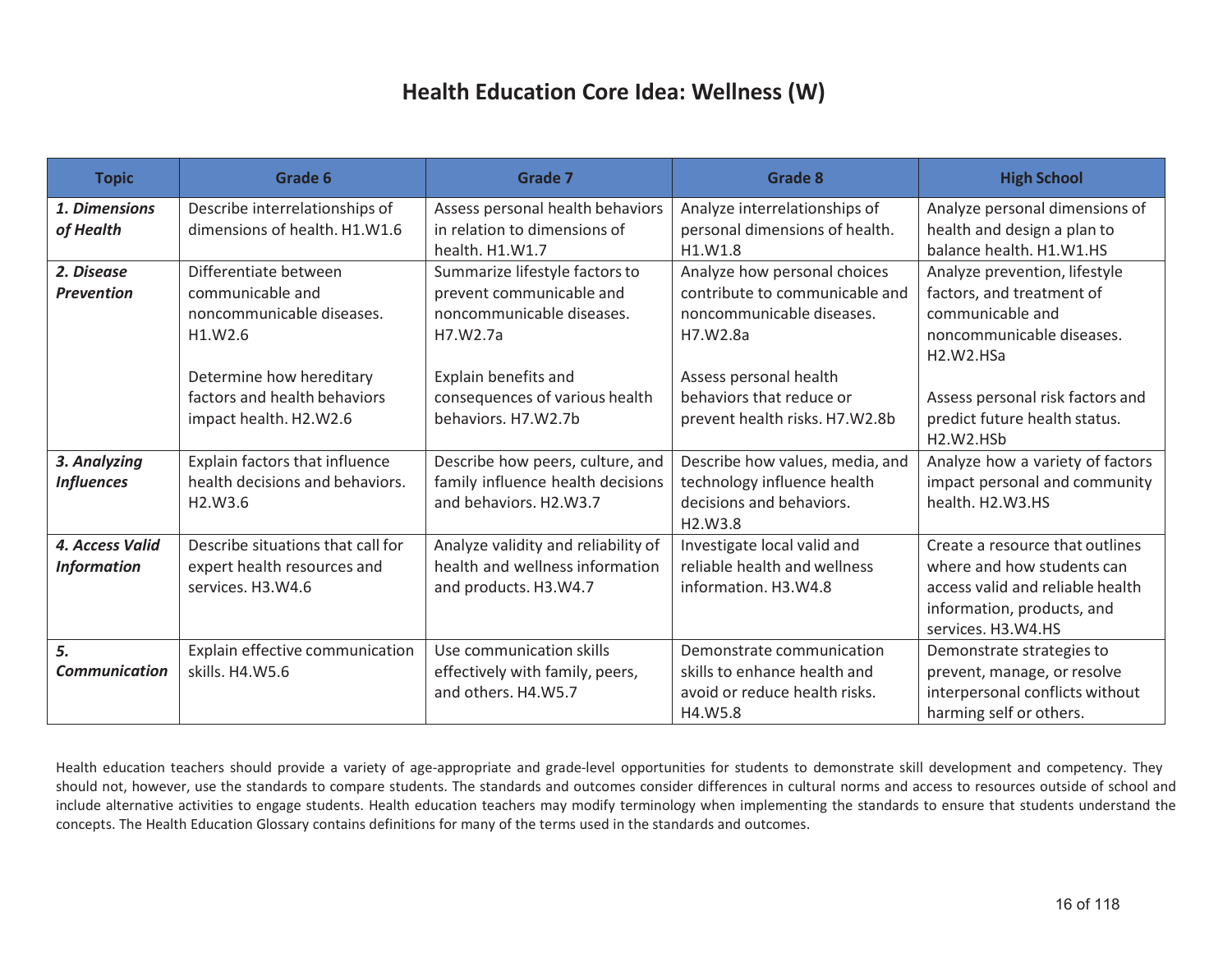# Health Education Core Idea: Wellness (W)

| Topic | Grade 6 | Grade 7 | Grade 8 | High School |
|---|---|---|---|---|
| ***1. Dimensions of Health*** | Describe interrelationships of dimensions of health. H1.W1.6 | Assess personal health behaviors in relation to dimensions of health. H1.W1.7 | Analyze interrelationships of personal dimensions of health. H1.W1.8 | Analyze personal dimensions of health and design a plan to balance health. H1.W1.HS |
| ***2. Disease Prevention*** | Differentiate between communicable and noncommunicable diseases. H1.W2.6<br><br>Determine how hereditary factors and health behaviors impact health. H2.W2.6 | Summarize lifestyle factors to prevent communicable and noncommunicable diseases. H7.W2.7a<br><br>Explain benefits and consequences of various health behaviors. H7.W2.7b | Analyze how personal choices contribute to communicable and noncommunicable diseases. H7.W2.8a<br><br>Assess personal health behaviors that reduce or prevent health risks. H7.W2.8b | Analyze prevention, lifestyle factors, and treatment of communicable and noncommunicable diseases. H2.W2.HSa<br><br>Assess personal risk factors and predict future health status. H2.W2.HSb |
| ***3. Analyzing Influences*** | Explain factors that influence health decisions and behaviors. H2.W3.6 | Describe how peers, culture, and family influence health decisions and behaviors. H2.W3.7 | Describe how values, media, and technology influence health decisions and behaviors. H2.W3.8 | Analyze how a variety of factors impact personal and community health. H2.W3.HS |
| ***4. Access Valid Information*** | Describe situations that call for expert health resources and services. H3.W4.6 | Analyze validity and reliability of health and wellness information and products. H3.W4.7 | Investigate local valid and reliable health and wellness information. H3.W4.8 | Create a resource that outlines where and how students can access valid and reliable health information, products, and services. H3.W4.HS |
| ***5. Communication*** | Explain effective communication skills. H4.W5.6 | Use communication skills effectively with family, peers, and others. H4.W5.7 | Demonstrate communication skills to enhance health and avoid or reduce health risks. H4.W5.8 | Demonstrate strategies to prevent, manage, or resolve interpersonal conflicts without harming self or others. |

Health education teachers should provide a variety of age-appropriate and grade-level opportunities for students to demonstrate skill development and competency. They should not, however, use the standards to compare students. The standards and outcomes consider differences in cultural norms and access to resources outside of school and include alternative activities to engage students. Health education teachers may modify terminology when implementing the standards to ensure that students understand the concepts. The Health Education Glossary contains definitions for many of the terms used in the standards and outcomes.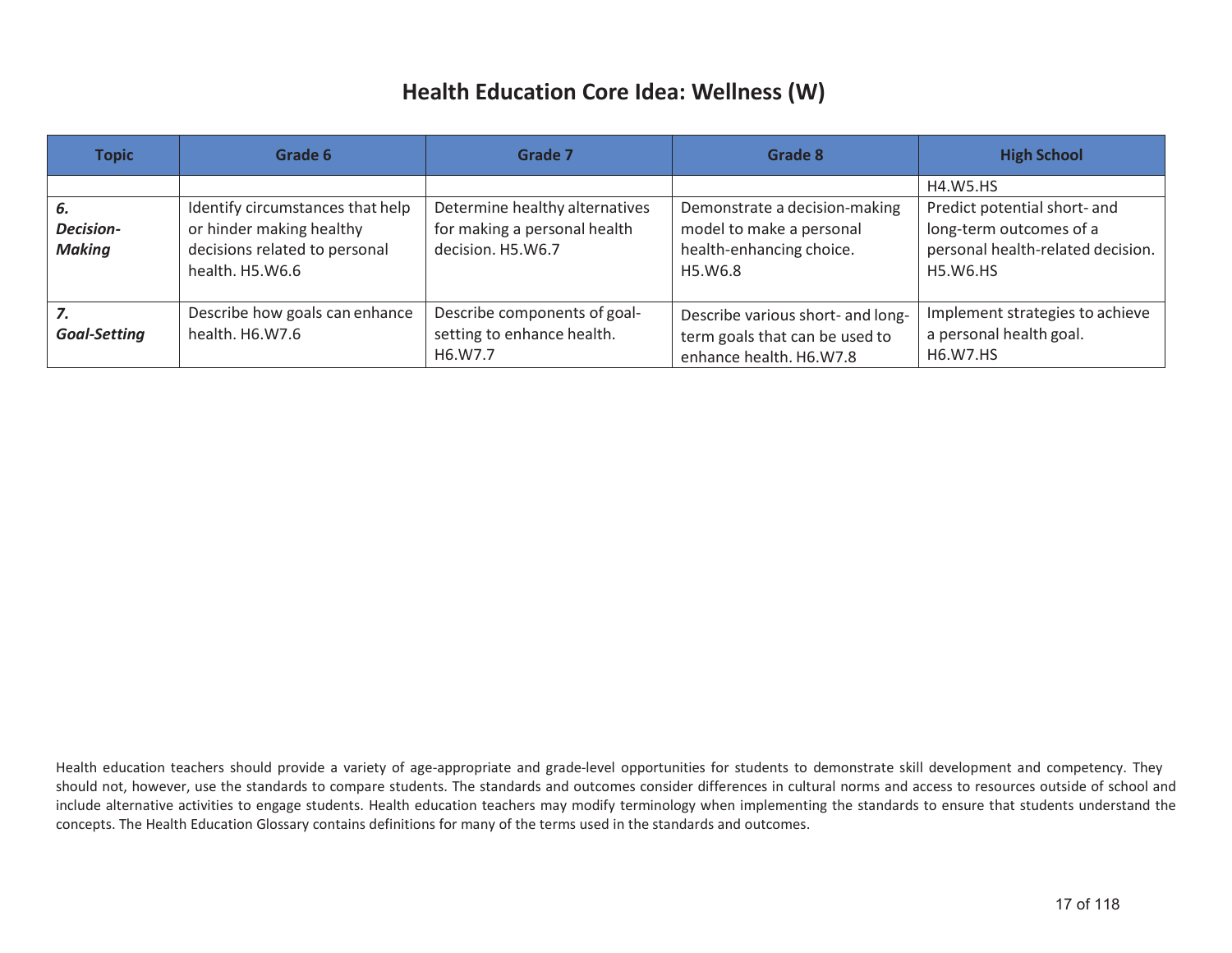# Health Education Core Idea: Wellness (W)

| Topic | Grade 6 | Grade 7 | Grade 8 | High School |
|---|---|---|---|---|
| | | | | H4.W5.HS |
| ***6. Decision-Making*** | Identify circumstances that help or hinder making healthy decisions related to personal health. H5.W6.6 | Determine healthy alternatives for making a personal health decision. H5.W6.7 | Demonstrate a decision-making model to make a personal health-enhancing choice. H5.W6.8 | Predict potential short- and long-term outcomes of a personal health-related decision. H5.W6.HS |
| ***7. Goal-Setting*** | Describe how goals can enhance health. H6.W7.6 | Describe components of goal-setting to enhance health. H6.W7.7 | Describe various short- and long-term goals that can be used to enhance health. H6.W7.8 | Implement strategies to achieve a personal health goal. H6.W7.HS |

Health education teachers should provide a variety of age-appropriate and grade-level opportunities for students to demonstrate skill development and competency. They should not, however, use the standards to compare students. The standards and outcomes consider differences in cultural norms and access to resources outside of school and include alternative activities to engage students. Health education teachers may modify terminology when implementing the standards to ensure that students understand the concepts. The Health Education Glossary contains definitions for many of the terms used in the standards and outcomes.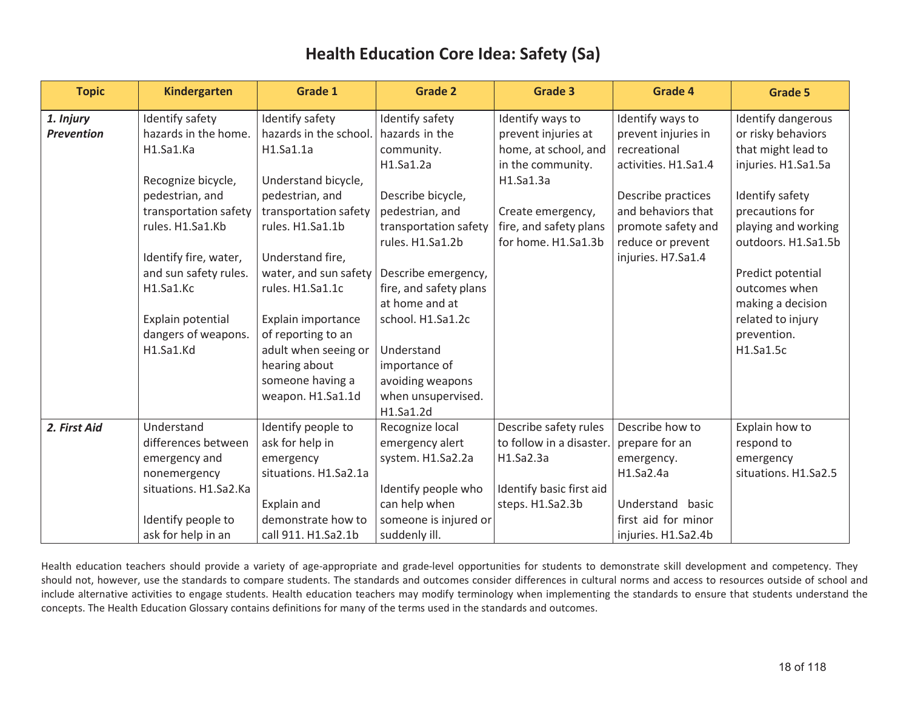# Health Education Core Idea: Safety (Sa)

| Topic | Kindergarten | Grade 1 | Grade 2 | Grade 3 | Grade 4 | Grade 5 |
|---|---|---|---|---|---|---|
| ***1. Injury Prevention*** | Identify safety hazards in the home. H1.Sa1.Ka<br><br>Recognize bicycle, pedestrian, and transportation safety rules. H1.Sa1.Kb<br><br>Identify fire, water, and sun safety rules. H1.Sa1.Kc<br><br>Explain potential dangers of weapons. H1.Sa1.Kd | Identify safety hazards in the school. H1.Sa1.1a<br><br>Understand bicycle, pedestrian, and transportation safety rules. H1.Sa1.1b<br><br>Understand fire, water, and sun safety rules. H1.Sa1.1c<br><br>Explain importance of reporting to an adult when seeing or hearing about someone having a weapon. H1.Sa1.1d | Identify safety hazards in the community. H1.Sa1.2a<br><br>Describe bicycle, pedestrian, and transportation safety rules. H1.Sa1.2b<br><br>Describe emergency, fire, and safety plans at home and at school. H1.Sa1.2c<br><br>Understand importance of avoiding weapons when unsupervised. H1.Sa1.2d | Identify ways to prevent injuries at home, at school, and in the community. H1.Sa1.3a<br><br>Create emergency, fire, and safety plans for home. H1.Sa1.3b | Identify ways to prevent injuries in recreational activities. H1.Sa1.4<br><br>Describe practices and behaviors that promote safety and reduce or prevent injuries. H7.Sa1.4 | Identify dangerous or risky behaviors that might lead to injuries. H1.Sa1.5a<br><br>Identify safety precautions for playing and working outdoors. H1.Sa1.5b<br><br>Predict potential outcomes when making a decision related to injury prevention. H1.Sa1.5c |
| ***2. First Aid*** | Understand differences between emergency and nonemergency situations. H1.Sa2.Ka<br><br>Identify people to ask for help in an | Identify people to ask for help in emergency situations. H1.Sa2.1a<br><br>Explain and demonstrate how to call 911. H1.Sa2.1b | Recognize local emergency alert system. H1.Sa2.2a<br><br>Identify people who can help when someone is injured or suddenly ill. | Describe safety rules to follow in a disaster. H1.Sa2.3a<br><br>Identify basic first aid steps. H1.Sa2.3b | Describe how to prepare for an emergency. H1.Sa2.4a<br><br>Understand basic first aid for minor injuries. H1.Sa2.4b | Explain how to respond to emergency situations. H1.Sa2.5 |

Health education teachers should provide a variety of age-appropriate and grade-level opportunities for students to demonstrate skill development and competency. They should not, however, use the standards to compare students. The standards and outcomes consider differences in cultural norms and access to resources outside of school and include alternative activities to engage students. Health education teachers may modify terminology when implementing the standards to ensure that students understand the concepts. The Health Education Glossary contains definitions for many of the terms used in the standards and outcomes.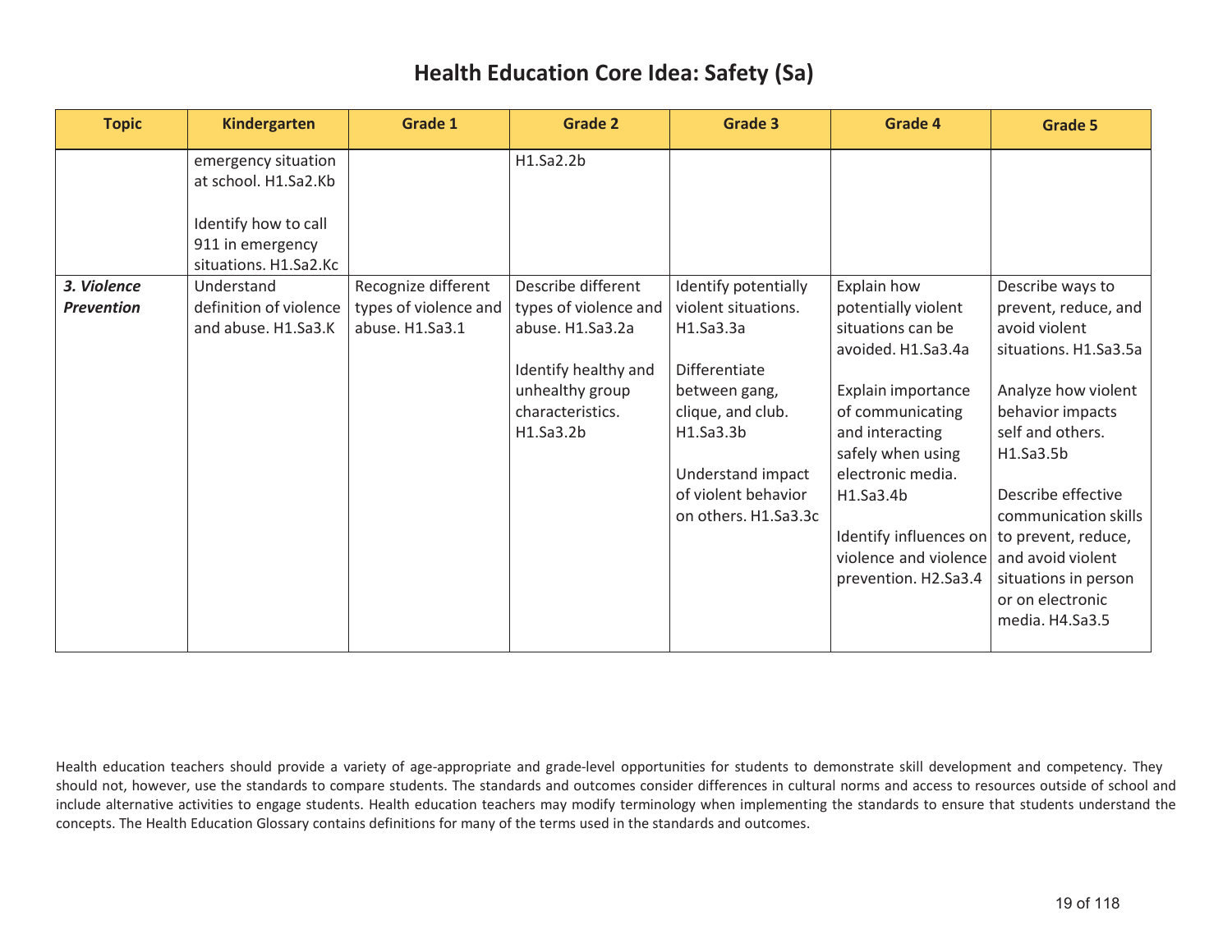# Health Education Core Idea: Safety (Sa)

| Topic | Kindergarten | Grade 1 | Grade 2 | Grade 3 | Grade 4 | Grade 5 |
|---|---|---|---|---|---|---|
| | emergency situation at school. H1.Sa2.Kb<br><br>Identify how to call 911 in emergency situations. H1.Sa2.Kc | | H1.Sa2.2b | | | |
| ***3. Violence Prevention*** | Understand definition of violence and abuse. H1.Sa3.K | Recognize different types of violence and abuse. H1.Sa3.1 | Describe different types of violence and abuse. H1.Sa3.2a<br><br>Identify healthy and unhealthy group characteristics. H1.Sa3.2b | Identify potentially violent situations. H1.Sa3.3a<br><br>Differentiate between gang, clique, and club. H1.Sa3.3b<br><br>Understand impact of violent behavior on others. H1.Sa3.3c | Explain how potentially violent situations can be avoided. H1.Sa3.4a<br><br>Explain importance of communicating and interacting safely when using electronic media. H1.Sa3.4b<br><br>Identify influences on violence and violence prevention. H2.Sa3.4 | Describe ways to prevent, reduce, and avoid violent situations. H1.Sa3.5a<br><br>Analyze how violent behavior impacts self and others. H1.Sa3.5b<br><br>Describe effective communication skills to prevent, reduce, and avoid violent situations in person or on electronic media. H4.Sa3.5 |

Health education teachers should provide a variety of age-appropriate and grade-level opportunities for students to demonstrate skill development and competency. They should not, however, use the standards to compare students. The standards and outcomes consider differences in cultural norms and access to resources outside of school and include alternative activities to engage students. Health education teachers may modify terminology when implementing the standards to ensure that students understand the concepts. The Health Education Glossary contains definitions for many of the terms used in the standards and outcomes.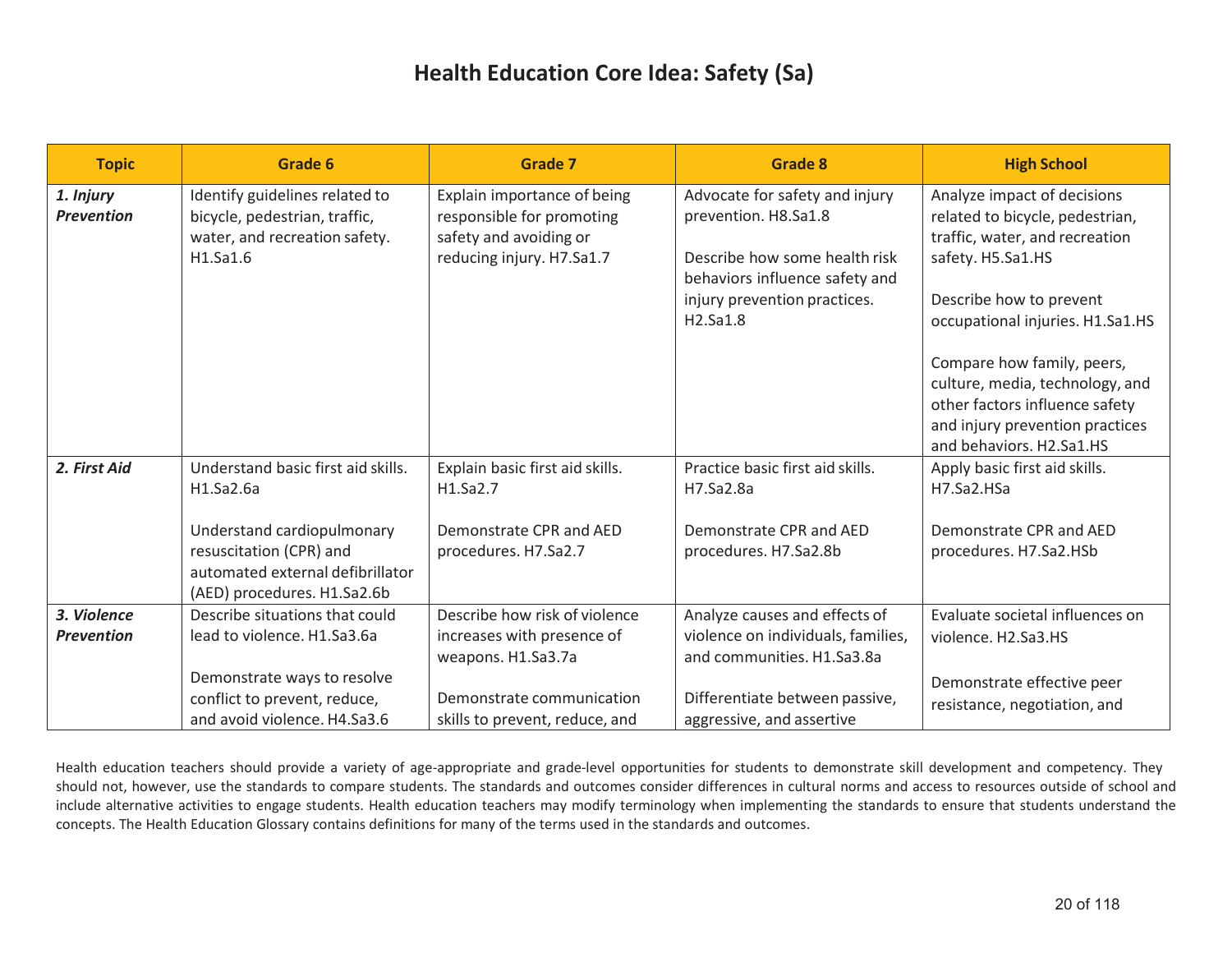# Health Education Core Idea: Safety (Sa)

| Topic | Grade 6 | Grade 7 | Grade 8 | High School |
|---|---|---|---|---|
| ***1. Injury Prevention*** | Identify guidelines related to bicycle, pedestrian, traffic, water, and recreation safety. H1.Sa1.6 | Explain importance of being responsible for promoting safety and avoiding or reducing injury. H7.Sa1.7 | Advocate for safety and injury prevention. H8.Sa1.8<br><br>Describe how some health risk behaviors influence safety and injury prevention practices. H2.Sa1.8 | Analyze impact of decisions related to bicycle, pedestrian, traffic, water, and recreation safety. H5.Sa1.HS<br><br>Describe how to prevent occupational injuries. H1.Sa1.HS<br><br>Compare how family, peers, culture, media, technology, and other factors influence safety and injury prevention practices and behaviors. H2.Sa1.HS |
| ***2. First Aid*** | Understand basic first aid skills. H1.Sa2.6a<br><br>Understand cardiopulmonary resuscitation (CPR) and automated external defibrillator (AED) procedures. H1.Sa2.6b | Explain basic first aid skills. H1.Sa2.7<br><br>Demonstrate CPR and AED procedures. H7.Sa2.7 | Practice basic first aid skills. H7.Sa2.8a<br><br>Demonstrate CPR and AED procedures. H7.Sa2.8b | Apply basic first aid skills. H7.Sa2.HSa<br><br>Demonstrate CPR and AED procedures. H7.Sa2.HSb |
| ***3. Violence Prevention*** | Describe situations that could lead to violence. H1.Sa3.6a<br><br>Demonstrate ways to resolve conflict to prevent, reduce, and avoid violence. H4.Sa3.6 | Describe how risk of violence increases with presence of weapons. H1.Sa3.7a<br><br>Demonstrate communication skills to prevent, reduce, and | Analyze causes and effects of violence on individuals, families, and communities. H1.Sa3.8a<br><br>Differentiate between passive, aggressive, and assertive | Evaluate societal influences on violence. H2.Sa3.HS<br><br>Demonstrate effective peer resistance, negotiation, and |

Health education teachers should provide a variety of age-appropriate and grade-level opportunities for students to demonstrate skill development and competency. They should not, however, use the standards to compare students. The standards and outcomes consider differences in cultural norms and access to resources outside of school and include alternative activities to engage students. Health education teachers may modify terminology when implementing the standards to ensure that students understand the concepts. The Health Education Glossary contains definitions for many of the terms used in the standards and outcomes.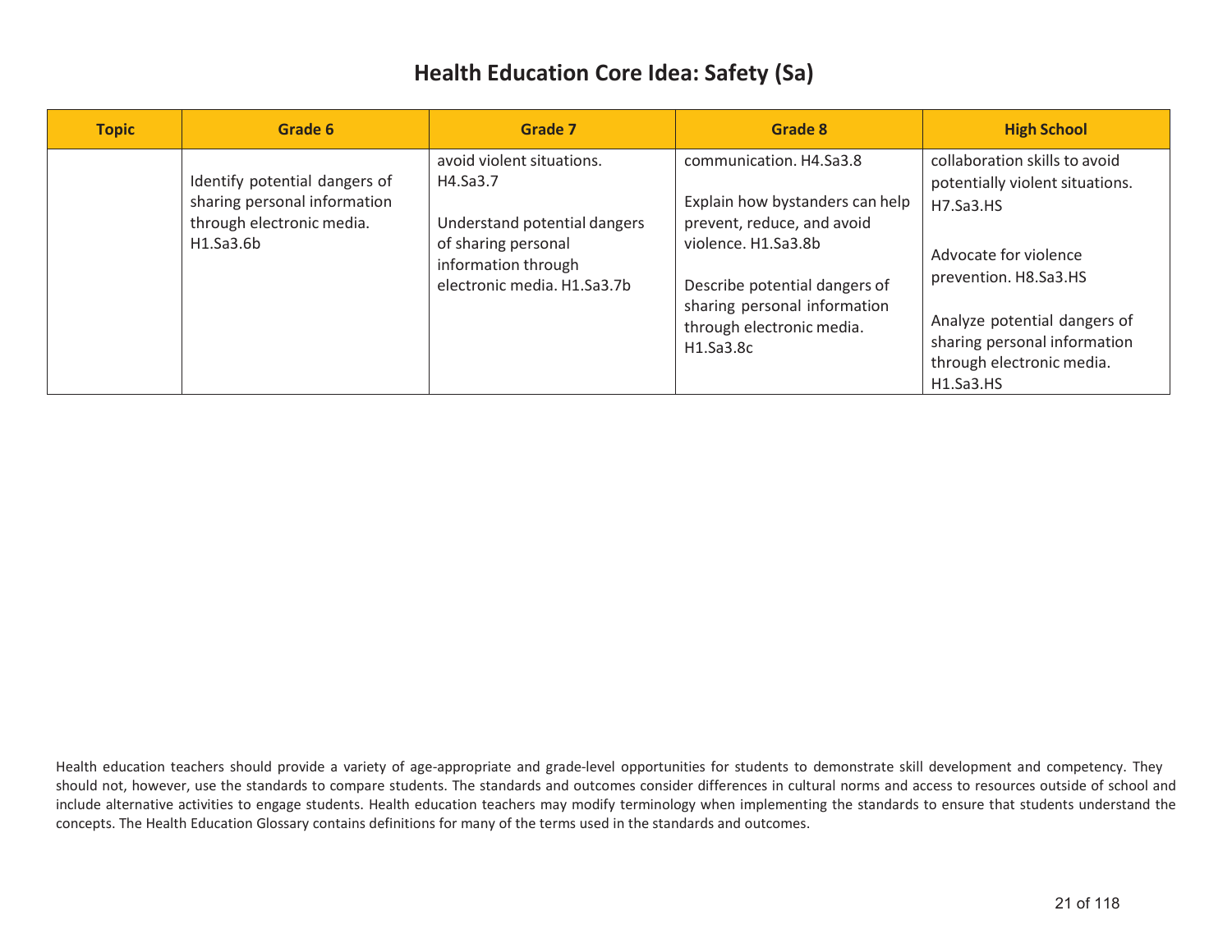# Health Education Core Idea: Safety (Sa)

| Topic | Grade 6 | Grade 7 | Grade 8 | High School |
|---|---|---|---|---|
| | Identify potential dangers of sharing personal information through electronic media. H1.Sa3.6b | avoid violent situations. H4.Sa3.7<br><br>Understand potential dangers of sharing personal information through electronic media. H1.Sa3.7b | communication. H4.Sa3.8<br><br>Explain how bystanders can help prevent, reduce, and avoid violence. H1.Sa3.8b<br><br>Describe potential dangers of sharing personal information through electronic media. H1.Sa3.8c | collaboration skills to avoid potentially violent situations. H7.Sa3.HS<br><br>Advocate for violence prevention. H8.Sa3.HS<br><br>Analyze potential dangers of sharing personal information through electronic media. H1.Sa3.HS |

Health education teachers should provide a variety of age-appropriate and grade-level opportunities for students to demonstrate skill development and competency. They should not, however, use the standards to compare students. The standards and outcomes consider differences in cultural norms and access to resources outside of school and include alternative activities to engage students. Health education teachers may modify terminology when implementing the standards to ensure that students understand the concepts. The Health Education Glossary contains definitions for many of the terms used in the standards and outcomes.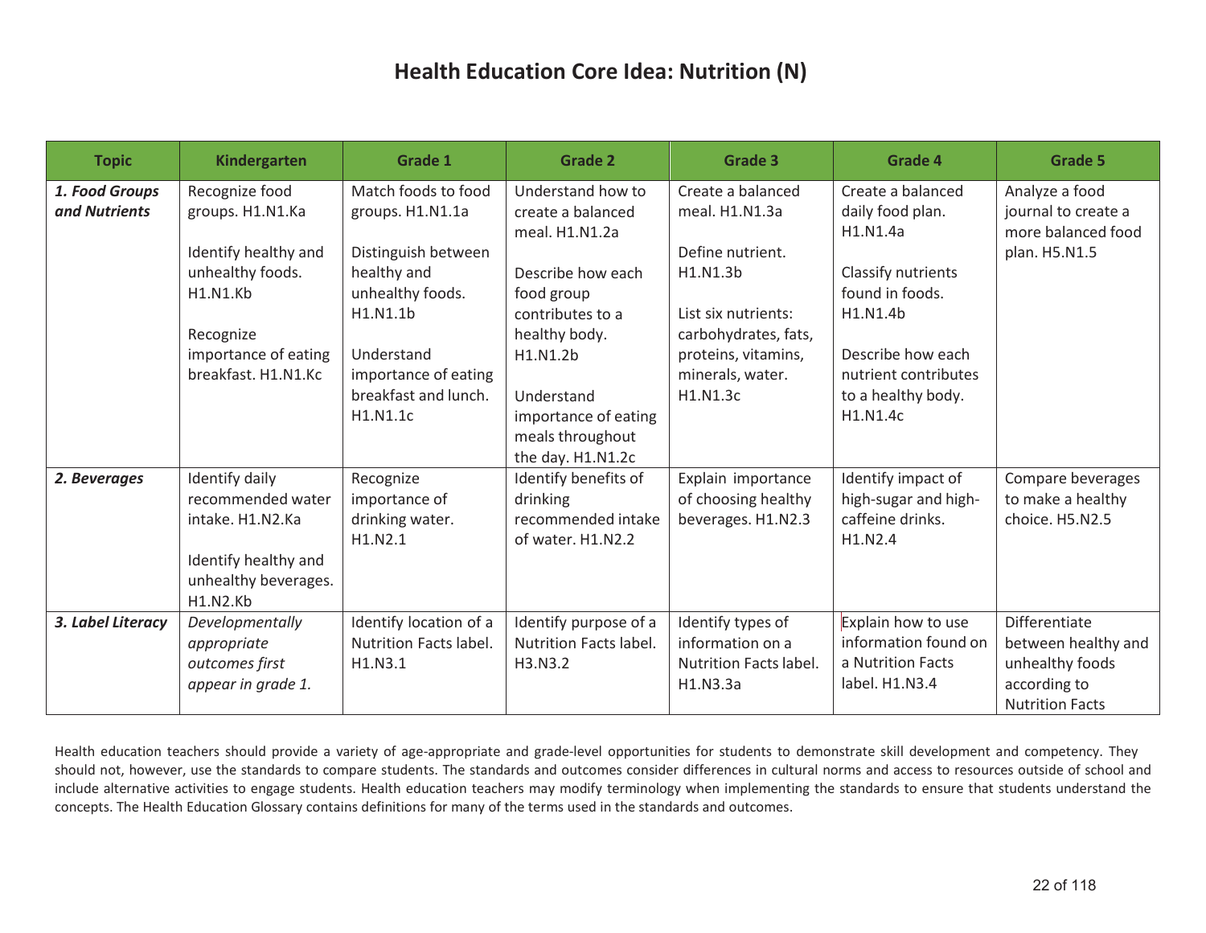# Health Education Core Idea: Nutrition (N)

| Topic | Kindergarten | Grade 1 | Grade 2 | Grade 3 | Grade 4 | Grade 5 |
|---|---|---|---|---|---|---|
| ***1. Food Groups and Nutrients*** | Recognize food groups. H1.N1.Ka<br><br>Identify healthy and unhealthy foods. H1.N1.Kb<br><br>Recognize importance of eating breakfast. H1.N1.Kc | Match foods to food groups. H1.N1.1a<br><br>Distinguish between healthy and unhealthy foods. H1.N1.1b<br><br>Understand importance of eating breakfast and lunch. H1.N1.1c | Understand how to create a balanced meal. H1.N1.2a<br><br>Describe how each food group contributes to a healthy body. H1.N1.2b<br><br>Understand importance of eating meals throughout the day. H1.N1.2c | Create a balanced meal. H1.N1.3a<br><br>Define nutrient. H1.N1.3b<br><br>List six nutrients: carbohydrates, fats, proteins, vitamins, minerals, water. H1.N1.3c | Create a balanced daily food plan. H1.N1.4a<br><br>Classify nutrients found in foods. H1.N1.4b<br><br>Describe how each nutrient contributes to a healthy body. H1.N1.4c | Analyze a food journal to create a more balanced food plan. H5.N1.5 |
| ***2. Beverages*** | Identify daily recommended water intake. H1.N2.Ka<br><br>Identify healthy and unhealthy beverages. H1.N2.Kb | Recognize importance of drinking water. H1.N2.1 | Identify benefits of drinking recommended intake of water. H1.N2.2 | Explain importance of choosing healthy beverages. H1.N2.3 | Identify impact of high-sugar and high-caffeine drinks. H1.N2.4 | Compare beverages to make a healthy choice. H5.N2.5 |
| ***3. Label Literacy*** | *Developmentally appropriate outcomes first appear in grade 1.* | Identify location of a Nutrition Facts label. H1.N3.1 | Identify purpose of a Nutrition Facts label. H3.N3.2 | Identify types of information on a Nutrition Facts label. H1.N3.3a | Explain how to use information found on a Nutrition Facts label. H1.N3.4 | Differentiate between healthy and unhealthy foods according to Nutrition Facts |

Health education teachers should provide a variety of age-appropriate and grade-level opportunities for students to demonstrate skill development and competency. They should not, however, use the standards to compare students. The standards and outcomes consider differences in cultural norms and access to resources outside of school and include alternative activities to engage students. Health education teachers may modify terminology when implementing the standards to ensure that students understand the concepts. The Health Education Glossary contains definitions for many of the terms used in the standards and outcomes.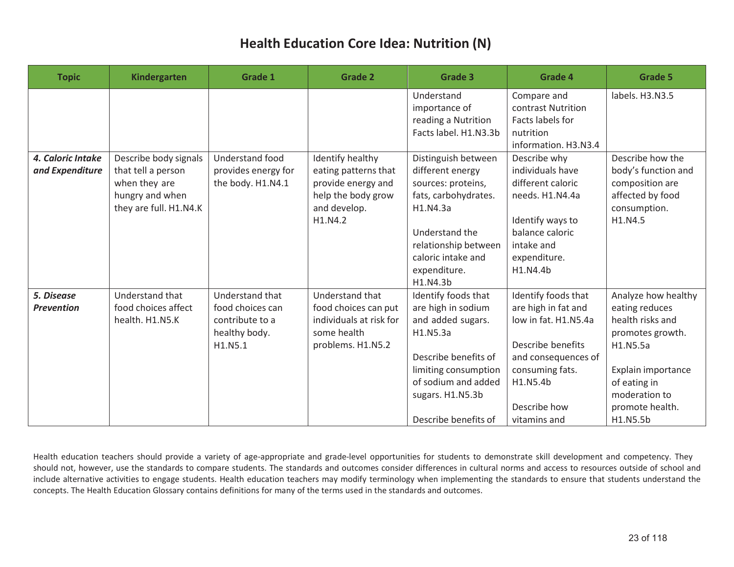# Health Education Core Idea: Nutrition (N)

| Topic | Kindergarten | Grade 1 | Grade 2 | Grade 3 | Grade 4 | Grade 5 |
|---|---|---|---|---|---|---|
| | | | | Understand importance of reading a Nutrition Facts label. H1.N3.3b | Compare and contrast Nutrition Facts labels for nutrition information. H3.N3.4 | labels. H3.N3.5 |
| ***4. Caloric Intake and Expenditure*** | Describe body signals that tell a person when they are hungry and when they are full. H1.N4.K | Understand food provides energy for the body. H1.N4.1 | Identify healthy eating patterns that provide energy and help the body grow and develop. H1.N4.2 | Distinguish between different energy sources: proteins, fats, carbohydrates. H1.N4.3a<br><br>Understand the relationship between caloric intake and expenditure. H1.N4.3b | Describe why individuals have different caloric needs. H1.N4.4a<br><br>Identify ways to balance caloric intake and expenditure. H1.N4.4b | Describe how the body's function and composition are affected by food consumption. H1.N4.5 |
| ***5. Disease Prevention*** | Understand that food choices affect health. H1.N5.K | Understand that food choices can contribute to a healthy body. H1.N5.1 | Understand that food choices can put individuals at risk for some health problems. H1.N5.2 | Identify foods that are high in sodium and added sugars. H1.N5.3a<br><br>Describe benefits of limiting consumption of sodium and added sugars. H1.N5.3b<br><br>Describe benefits of | Identify foods that are high in fat and low in fat. H1.N5.4a<br><br>Describe benefits and consequences of consuming fats. H1.N5.4b<br><br>Describe how vitamins and | Analyze how healthy eating reduces health risks and promotes growth. H1.N5.5a<br><br>Explain importance of eating in moderation to promote health. H1.N5.5b |

Health education teachers should provide a variety of age-appropriate and grade-level opportunities for students to demonstrate skill development and competency. They should not, however, use the standards to compare students. The standards and outcomes consider differences in cultural norms and access to resources outside of school and include alternative activities to engage students. Health education teachers may modify terminology when implementing the standards to ensure that students understand the concepts. The Health Education Glossary contains definitions for many of the terms used in the standards and outcomes.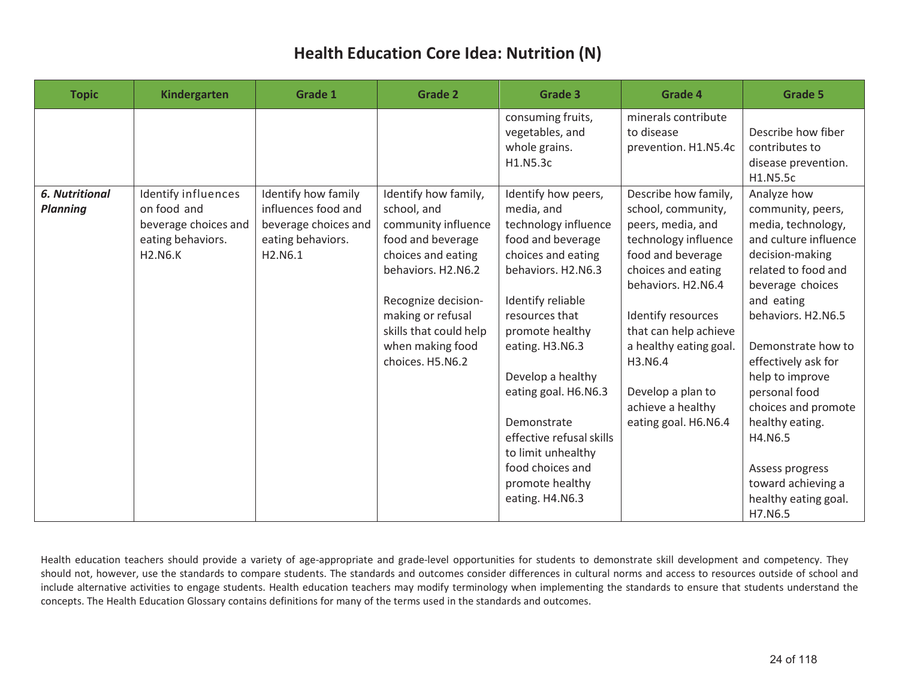# Health Education Core Idea: Nutrition (N)

| Topic | Kindergarten | Grade 1 | Grade 2 | Grade 3 | Grade 4 | Grade 5 |
|---|---|---|---|---|---|---|
| | | | | consuming fruits, vegetables, and whole grains. H1.N5.3c | minerals contribute to disease prevention. H1.N5.4c | Describe how fiber contributes to disease prevention. H1.N5.5c |
| ***6. Nutritional Planning*** | Identify influences on food and beverage choices and eating behaviors. H2.N6.K | Identify how family influences food and beverage choices and eating behaviors. H2.N6.1 | Identify how family, school, and community influence food and beverage choices and eating behaviors. H2.N6.2<br><br>Recognize decision-making or refusal skills that could help when making food choices. H5.N6.2 | Identify how peers, media, and technology influence food and beverage choices and eating behaviors. H2.N6.3<br><br>Identify reliable resources that promote healthy eating. H3.N6.3<br><br>Develop a healthy eating goal. H6.N6.3<br><br>Demonstrate effective refusal skills to limit unhealthy food choices and promote healthy eating. H4.N6.3 | Describe how family, school, community, peers, media, and technology influence food and beverage choices and eating behaviors. H2.N6.4<br><br>Identify resources that can help achieve a healthy eating goal. H3.N6.4<br><br>Develop a plan to achieve a healthy eating goal. H6.N6.4 | Analyze how community, peers, media, technology, and culture influence decision-making related to food and beverage choices and eating behaviors. H2.N6.5<br><br>Demonstrate how to effectively ask for help to improve personal food choices and promote healthy eating. H4.N6.5<br><br>Assess progress toward achieving a healthy eating goal. H7.N6.5 |

Health education teachers should provide a variety of age-appropriate and grade-level opportunities for students to demonstrate skill development and competency. They should not, however, use the standards to compare students. The standards and outcomes consider differences in cultural norms and access to resources outside of school and include alternative activities to engage students. Health education teachers may modify terminology when implementing the standards to ensure that students understand the concepts. The Health Education Glossary contains definitions for many of the terms used in the standards and outcomes.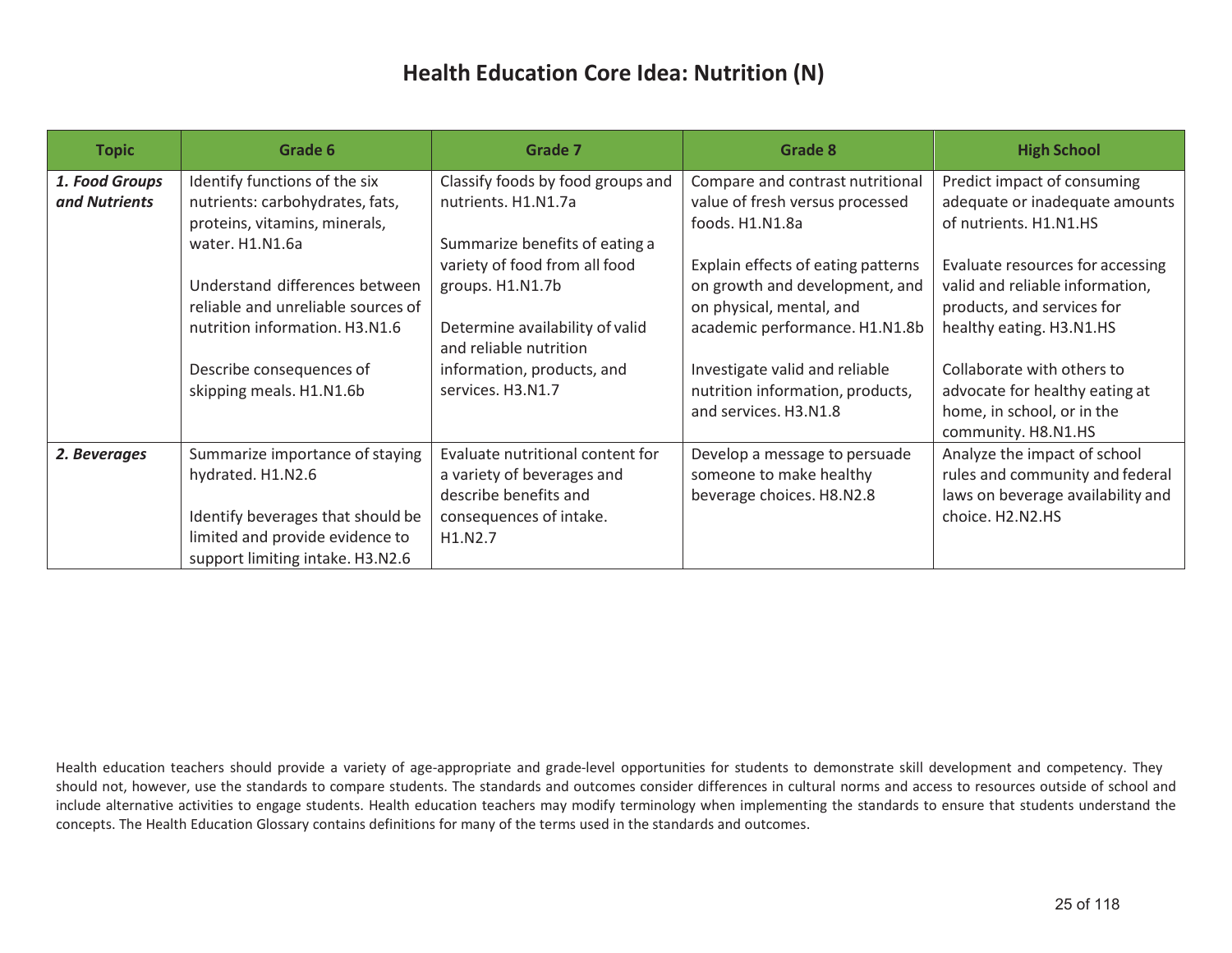# Health Education Core Idea: Nutrition (N)

| Topic | Grade 6 | Grade 7 | Grade 8 | High School |
|---|---|---|---|---|
| ***1. Food Groups and Nutrients*** | Identify functions of the six nutrients: carbohydrates, fats, proteins, vitamins, minerals, water. H1.N1.6a<br><br>Understand differences between reliable and unreliable sources of nutrition information. H3.N1.6<br><br>Describe consequences of skipping meals. H1.N1.6b | Classify foods by food groups and nutrients. H1.N1.7a<br><br>Summarize benefits of eating a variety of food from all food groups. H1.N1.7b<br><br>Determine availability of valid and reliable nutrition information, products, and services. H3.N1.7 | Compare and contrast nutritional value of fresh versus processed foods. H1.N1.8a<br><br>Explain effects of eating patterns on growth and development, and on physical, mental, and academic performance. H1.N1.8b<br><br>Investigate valid and reliable nutrition information, products, and services. H3.N1.8 | Predict impact of consuming adequate or inadequate amounts of nutrients. H1.N1.HS<br><br>Evaluate resources for accessing valid and reliable information, products, and services for healthy eating. H3.N1.HS<br><br>Collaborate with others to advocate for healthy eating at home, in school, or in the community. H8.N1.HS |
| ***2. Beverages*** | Summarize importance of staying hydrated. H1.N2.6<br><br>Identify beverages that should be limited and provide evidence to support limiting intake. H3.N2.6 | Evaluate nutritional content for a variety of beverages and describe benefits and consequences of intake. H1.N2.7 | Develop a message to persuade someone to make healthy beverage choices. H8.N2.8 | Analyze the impact of school rules and community and federal laws on beverage availability and choice. H2.N2.HS |

Health education teachers should provide a variety of age-appropriate and grade-level opportunities for students to demonstrate skill development and competency. They should not, however, use the standards to compare students. The standards and outcomes consider differences in cultural norms and access to resources outside of school and include alternative activities to engage students. Health education teachers may modify terminology when implementing the standards to ensure that students understand the concepts. The Health Education Glossary contains definitions for many of the terms used in the standards and outcomes.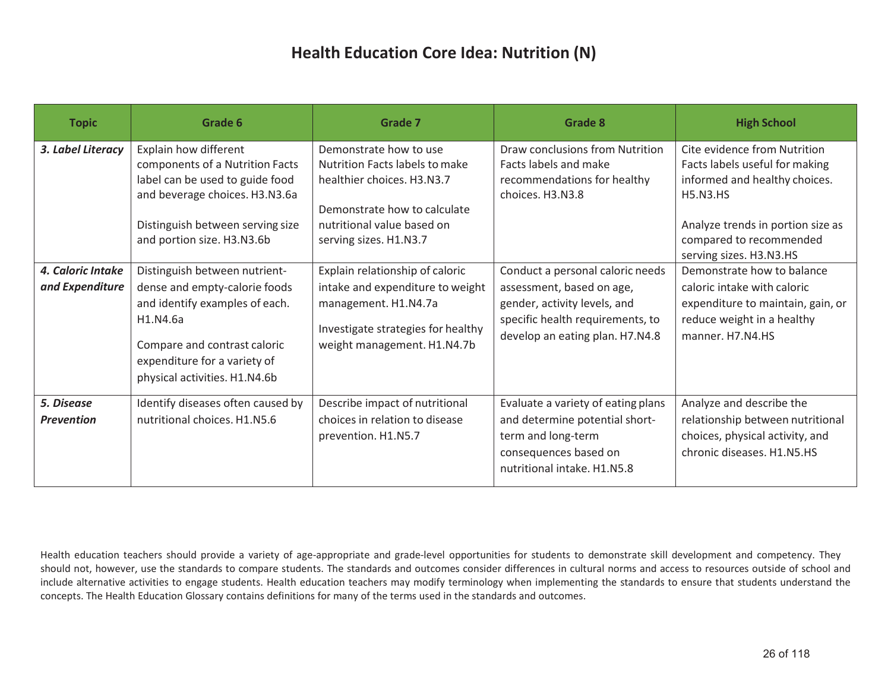# Health Education Core Idea: Nutrition (N)

| Topic | Grade 6 | Grade 7 | Grade 8 | High School |
|---|---|---|---|---|
| ***3. Label Literacy*** | Explain how different components of a Nutrition Facts label can be used to guide food and beverage choices. H3.N3.6a<br><br>Distinguish between serving size and portion size. H3.N3.6b | Demonstrate how to use Nutrition Facts labels to make healthier choices. H3.N3.7<br><br>Demonstrate how to calculate nutritional value based on serving sizes. H1.N3.7 | Draw conclusions from Nutrition Facts labels and make recommendations for healthy choices. H3.N3.8 | Cite evidence from Nutrition Facts labels useful for making informed and healthy choices. H5.N3.HS<br><br>Analyze trends in portion size as compared to recommended serving sizes. H3.N3.HS |
| ***4. Caloric Intake and Expenditure*** | Distinguish between nutrient-dense and empty-calorie foods and identify examples of each. H1.N4.6a<br><br>Compare and contrast caloric expenditure for a variety of physical activities. H1.N4.6b | Explain relationship of caloric intake and expenditure to weight management. H1.N4.7a<br><br>Investigate strategies for healthy weight management. H1.N4.7b | Conduct a personal caloric needs assessment, based on age, gender, activity levels, and specific health requirements, to develop an eating plan. H7.N4.8 | Demonstrate how to balance caloric intake with caloric expenditure to maintain, gain, or reduce weight in a healthy manner. H7.N4.HS |
| ***5. Disease Prevention*** | Identify diseases often caused by nutritional choices. H1.N5.6 | Describe impact of nutritional choices in relation to disease prevention. H1.N5.7 | Evaluate a variety of eating plans and determine potential short-term and long-term consequences based on nutritional intake. H1.N5.8 | Analyze and describe the relationship between nutritional choices, physical activity, and chronic diseases. H1.N5.HS |

Health education teachers should provide a variety of age-appropriate and grade-level opportunities for students to demonstrate skill development and competency. They should not, however, use the standards to compare students. The standards and outcomes consider differences in cultural norms and access to resources outside of school and include alternative activities to engage students. Health education teachers may modify terminology when implementing the standards to ensure that students understand the concepts. The Health Education Glossary contains definitions for many of the terms used in the standards and outcomes.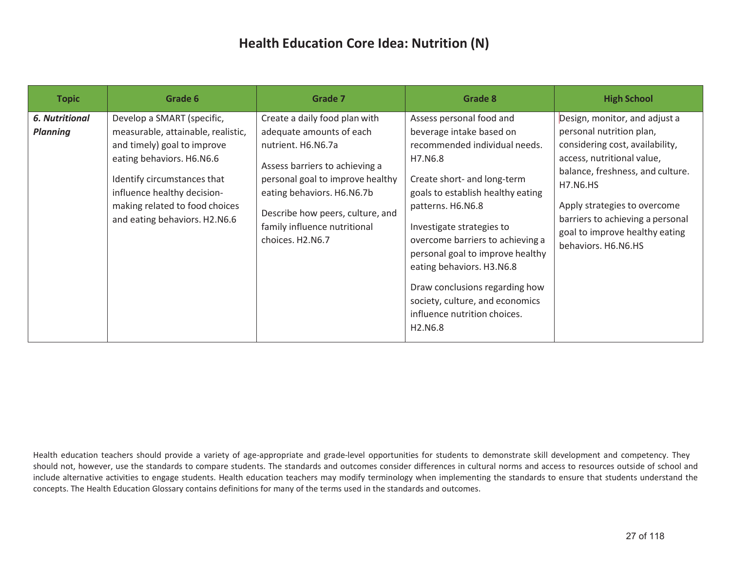# Health Education Core Idea: Nutrition (N)

| Topic | Grade 6 | Grade 7 | Grade 8 | High School |
|---|---|---|---|---|
| ***6. Nutritional Planning*** | Develop a SMART (specific, measurable, attainable, realistic, and timely) goal to improve eating behaviors. H6.N6.6<br><br>Identify circumstances that influence healthy decision-making related to food choices and eating behaviors. H2.N6.6 | Create a daily food plan with adequate amounts of each nutrient. H6.N6.7a<br><br>Assess barriers to achieving a personal goal to improve healthy eating behaviors. H6.N6.7b<br><br>Describe how peers, culture, and family influence nutritional choices. H2.N6.7 | Assess personal food and beverage intake based on recommended individual needs. H7.N6.8<br><br>Create short- and long-term goals to establish healthy eating patterns. H6.N6.8<br><br>Investigate strategies to overcome barriers to achieving a personal goal to improve healthy eating behaviors. H3.N6.8<br><br>Draw conclusions regarding how society, culture, and economics influence nutrition choices. H2.N6.8 | Design, monitor, and adjust a personal nutrition plan, considering cost, availability, access, nutritional value, balance, freshness, and culture. H7.N6.HS<br><br>Apply strategies to overcome barriers to achieving a personal goal to improve healthy eating behaviors. H6.N6.HS |

Health education teachers should provide a variety of age-appropriate and grade-level opportunities for students to demonstrate skill development and competency. They should not, however, use the standards to compare students. The standards and outcomes consider differences in cultural norms and access to resources outside of school and include alternative activities to engage students. Health education teachers may modify terminology when implementing the standards to ensure that students understand the concepts. The Health Education Glossary contains definitions for many of the terms used in the standards and outcomes.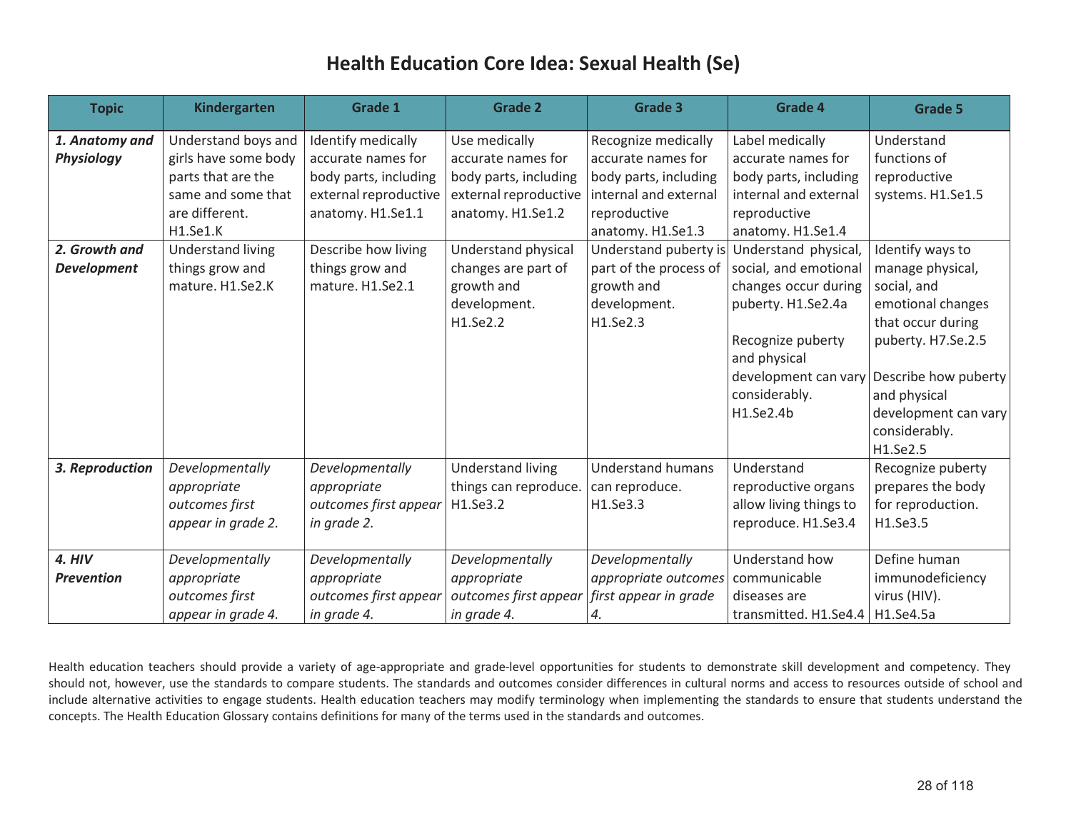# Health Education Core Idea: Sexual Health (Se)

| Topic | Kindergarten | Grade 1 | Grade 2 | Grade 3 | Grade 4 | Grade 5 |
|---|---|---|---|---|---|---|
| ***1. Anatomy and Physiology*** | Understand boys and girls have some body parts that are the same and some that are different. H1.Se1.K | Identify medically accurate names for body parts, including external reproductive anatomy. H1.Se1.1 | Use medically accurate names for body parts, including external reproductive anatomy. H1.Se1.2 | Recognize medically accurate names for body parts, including internal and external reproductive anatomy. H1.Se1.3 | Label medically accurate names for body parts, including internal and external reproductive anatomy. H1.Se1.4 | Understand functions of reproductive systems. H1.Se1.5 |
| ***2. Growth and Development*** | Understand living things grow and mature. H1.Se2.K | Describe how living things grow and mature. H1.Se2.1 | Understand physical changes are part of growth and development. H1.Se2.2 | Understand puberty is part of the process of growth and development. H1.Se2.3 | Understand physical, social, and emotional changes occur during puberty. H1.Se2.4a<br><br>Recognize puberty and physical development can vary considerably. H1.Se2.4b | Identify ways to manage physical, social, and emotional changes that occur during puberty. H7.Se.2.5<br><br>Describe how puberty and physical development can vary considerably. H1.Se2.5 |
| ***3. Reproduction*** | *Developmentally appropriate outcomes first appear in grade 2.* | *Developmentally appropriate outcomes first appear in grade 2.* | Understand living things can reproduce. H1.Se3.2 | Understand humans can reproduce. H1.Se3.3 | Understand reproductive organs allow living things to reproduce. H1.Se3.4 | Recognize puberty prepares the body for reproduction. H1.Se3.5 |
| ***4. HIV Prevention*** | *Developmentally appropriate outcomes first appear in grade 4.* | *Developmentally appropriate outcomes first appear in grade 4.* | *Developmentally appropriate outcomes first appear in grade 4.* | *Developmentally appropriate outcomes first appear in grade 4.* | Understand how communicable diseases are transmitted. H1.Se4.4 | Define human immunodeficiency virus (HIV). H1.Se4.5a |

Health education teachers should provide a variety of age-appropriate and grade-level opportunities for students to demonstrate skill development and competency. They should not, however, use the standards to compare students. The standards and outcomes consider differences in cultural norms and access to resources outside of school and include alternative activities to engage students. Health education teachers may modify terminology when implementing the standards to ensure that students understand the concepts. The Health Education Glossary contains definitions for many of the terms used in the standards and outcomes.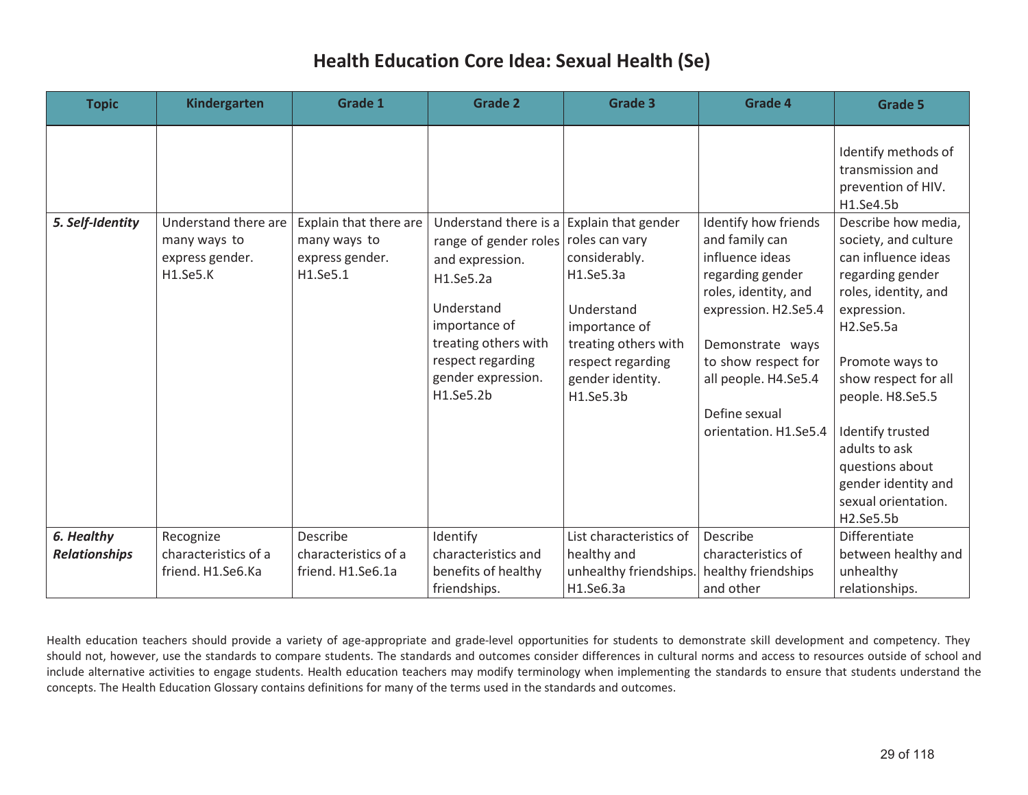# Health Education Core Idea: Sexual Health (Se)

| Topic | Kindergarten | Grade 1 | Grade 2 | Grade 3 | Grade 4 | Grade 5 |
|---|---|---|---|---|---|---|
| | | | | | | Identify methods of transmission and prevention of HIV. H1.Se4.5b |
| ***5. Self-Identity*** | Understand there are many ways to express gender. H1.Se5.K | Explain that there are many ways to express gender. H1.Se5.1 | Understand there is a range of gender roles and expression. H1.Se5.2a<br><br>Understand importance of treating others with respect regarding gender expression. H1.Se5.2b | Explain that gender roles can vary considerably. H1.Se5.3a<br><br>Understand importance of treating others with respect regarding gender identity. H1.Se5.3b | Identify how friends and family can influence ideas regarding gender roles, identity, and expression. H2.Se5.4<br><br>Demonstrate ways to show respect for all people. H4.Se5.4<br><br>Define sexual orientation. H1.Se5.4 | Describe how media, society, and culture can influence ideas regarding gender roles, identity, and expression. H2.Se5.5a<br><br>Promote ways to show respect for all people. H8.Se5.5<br><br>Identify trusted adults to ask questions about gender identity and sexual orientation. H2.Se5.5b |
| ***6. Healthy Relationships*** | Recognize characteristics of a friend. H1.Se6.Ka | Describe characteristics of a friend. H1.Se6.1a | Identify characteristics and benefits of healthy friendships. | List characteristics of healthy and unhealthy friendships. H1.Se6.3a | Describe characteristics of healthy friendships and other | Differentiate between healthy and unhealthy relationships. |

Health education teachers should provide a variety of age-appropriate and grade-level opportunities for students to demonstrate skill development and competency. They should not, however, use the standards to compare students. The standards and outcomes consider differences in cultural norms and access to resources outside of school and include alternative activities to engage students. Health education teachers may modify terminology when implementing the standards to ensure that students understand the concepts. The Health Education Glossary contains definitions for many of the terms used in the standards and outcomes.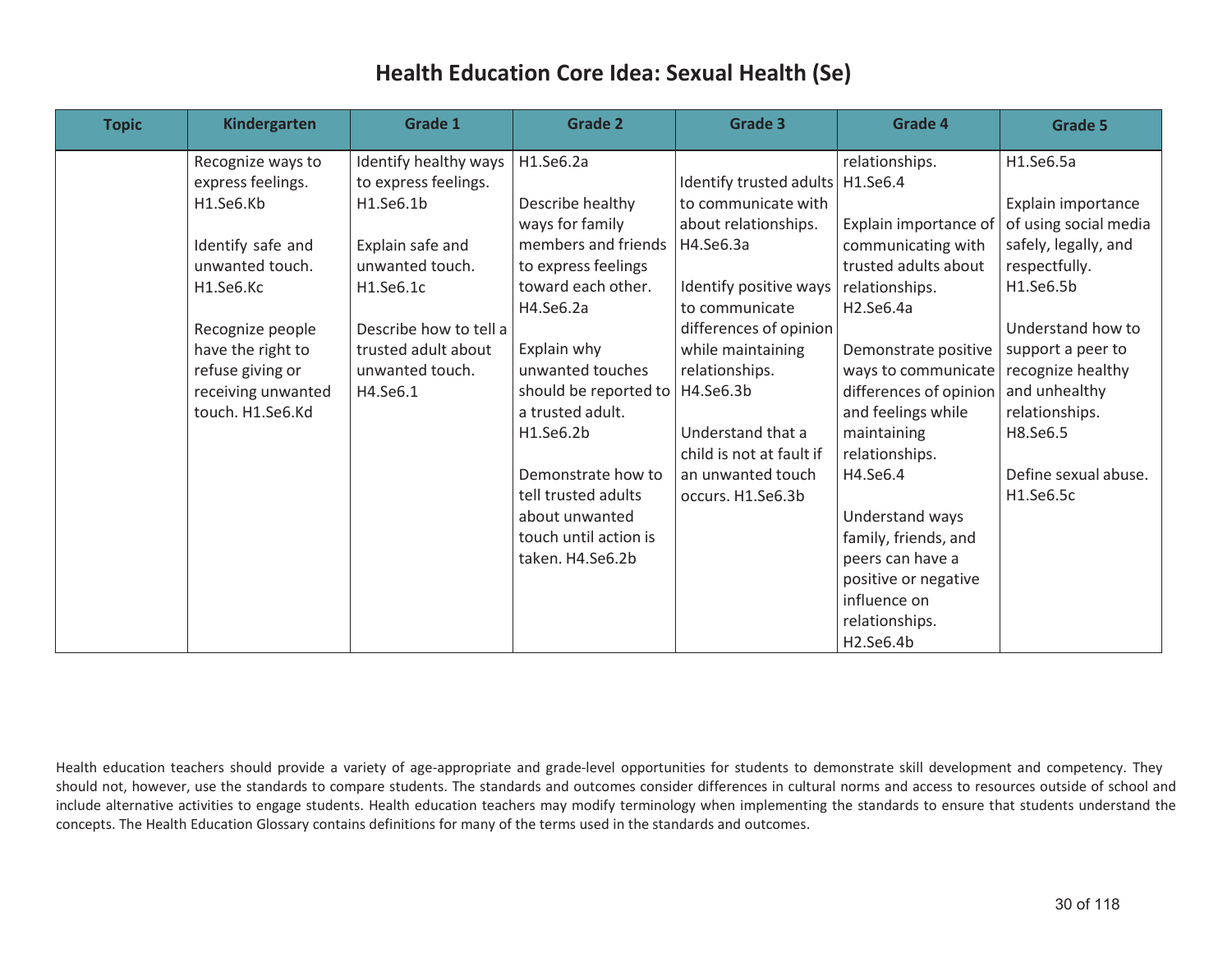# Health Education Core Idea: Sexual Health (Se)

| Topic | Kindergarten | Grade 1 | Grade 2 | Grade 3 | Grade 4 | Grade 5 |
|---|---|---|---|---|---|---|
| | Recognize ways to express feelings. H1.Se6.Kb<br><br>Identify safe and unwanted touch. H1.Se6.Kc<br><br>Recognize people have the right to refuse giving or receiving unwanted touch. H1.Se6.Kd | Identify healthy ways to express feelings. H1.Se6.1b<br><br>Explain safe and unwanted touch. H1.Se6.1c<br><br>Describe how to tell a trusted adult about unwanted touch. H4.Se6.1 | H1.Se6.2a<br><br>Describe healthy ways for family members and friends to express feelings toward each other. H4.Se6.2a<br><br>Explain why unwanted touches should be reported to a trusted adult. H1.Se6.2b<br><br>Demonstrate how to tell trusted adults about unwanted touch until action is taken. H4.Se6.2b | Identify trusted adults to communicate with about relationships. H4.Se6.3a<br><br>Identify positive ways to communicate differences of opinion while maintaining relationships. H4.Se6.3b<br><br>Understand that a child is not at fault if an unwanted touch occurs. H1.Se6.3b | relationships. H1.Se6.4<br><br>Explain importance of communicating with trusted adults about relationships. H2.Se6.4a<br><br>Demonstrate positive ways to communicate differences of opinion and feelings while maintaining relationships. H4.Se6.4<br><br>Understand ways family, friends, and peers can have a positive or negative influence on relationships. H2.Se6.4b | H1.Se6.5a<br><br>Explain importance of using social media safely, legally, and respectfully. H1.Se6.5b<br><br>Understand how to support a peer to recognize healthy and unhealthy relationships. H8.Se6.5<br><br>Define sexual abuse. H1.Se6.5c |

Health education teachers should provide a variety of age-appropriate and grade-level opportunities for students to demonstrate skill development and competency. They should not, however, use the standards to compare students. The standards and outcomes consider differences in cultural norms and access to resources outside of school and include alternative activities to engage students. Health education teachers may modify terminology when implementing the standards to ensure that students understand the concepts. The Health Education Glossary contains definitions for many of the terms used in the standards and outcomes.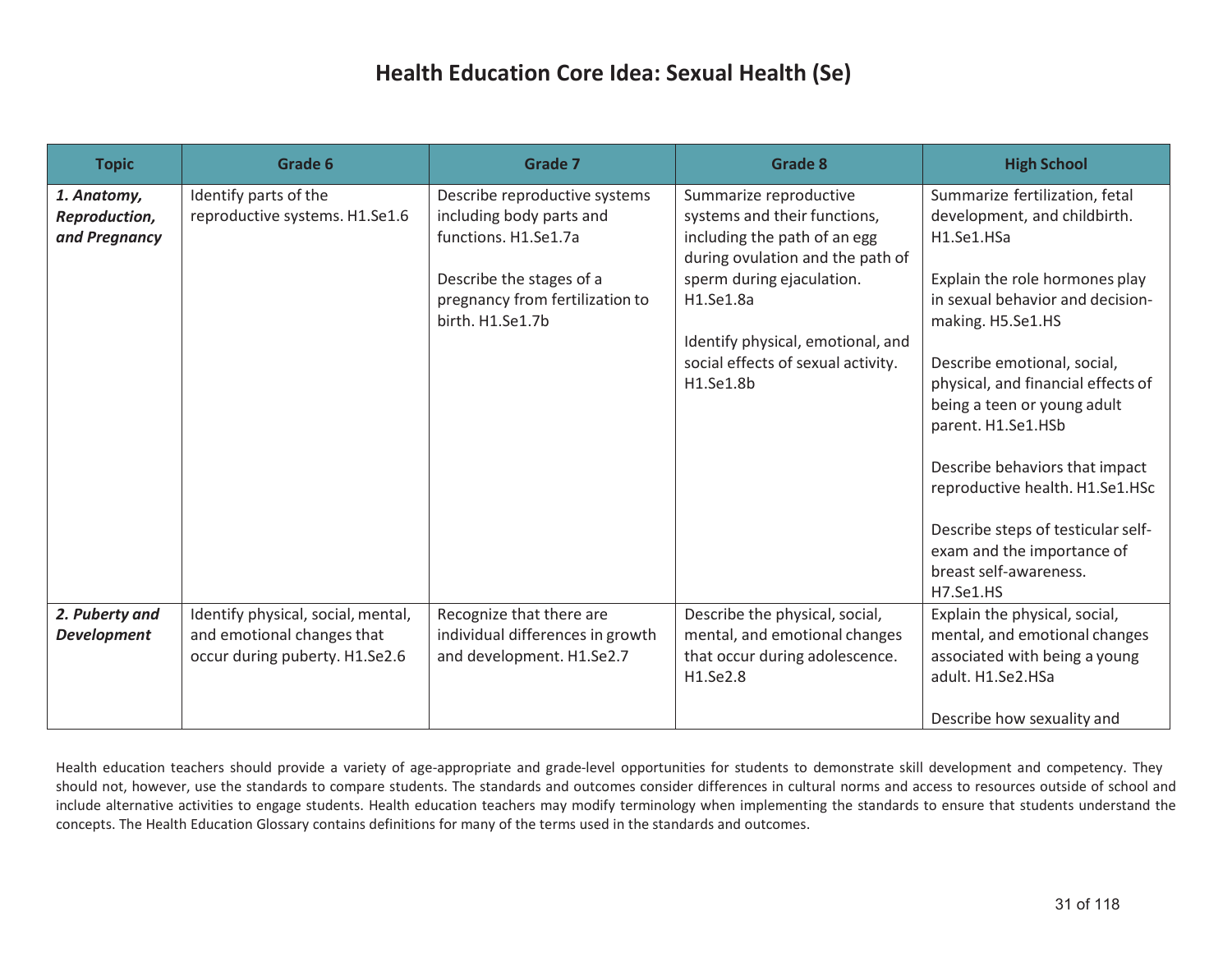# Health Education Core Idea: Sexual Health (Se)

| Topic | Grade 6 | Grade 7 | Grade 8 | High School |
|---|---|---|---|---|
| ***1. Anatomy, Reproduction, and Pregnancy*** | Identify parts of the reproductive systems. H1.Se1.6 | Describe reproductive systems including body parts and functions. H1.Se1.7a<br><br>Describe the stages of a pregnancy from fertilization to birth. H1.Se1.7b | Summarize reproductive systems and their functions, including the path of an egg during ovulation and the path of sperm during ejaculation. H1.Se1.8a<br><br>Identify physical, emotional, and social effects of sexual activity. H1.Se1.8b | Summarize fertilization, fetal development, and childbirth. H1.Se1.HSa<br><br>Explain the role hormones play in sexual behavior and decision-making. H5.Se1.HS<br><br>Describe emotional, social, physical, and financial effects of being a teen or young adult parent. H1.Se1.HSb<br><br>Describe behaviors that impact reproductive health. H1.Se1.HSc<br><br>Describe steps of testicular self-exam and the importance of breast self-awareness. H7.Se1.HS |
| ***2. Puberty and Development*** | Identify physical, social, mental, and emotional changes that occur during puberty. H1.Se2.6 | Recognize that there are individual differences in growth and development. H1.Se2.7 | Describe the physical, social, mental, and emotional changes that occur during adolescence. H1.Se2.8 | Explain the physical, social, mental, and emotional changes associated with being a young adult. H1.Se2.HSa<br><br>Describe how sexuality and |

Health education teachers should provide a variety of age-appropriate and grade-level opportunities for students to demonstrate skill development and competency. They should not, however, use the standards to compare students. The standards and outcomes consider differences in cultural norms and access to resources outside of school and include alternative activities to engage students. Health education teachers may modify terminology when implementing the standards to ensure that students understand the concepts. The Health Education Glossary contains definitions for many of the terms used in the standards and outcomes.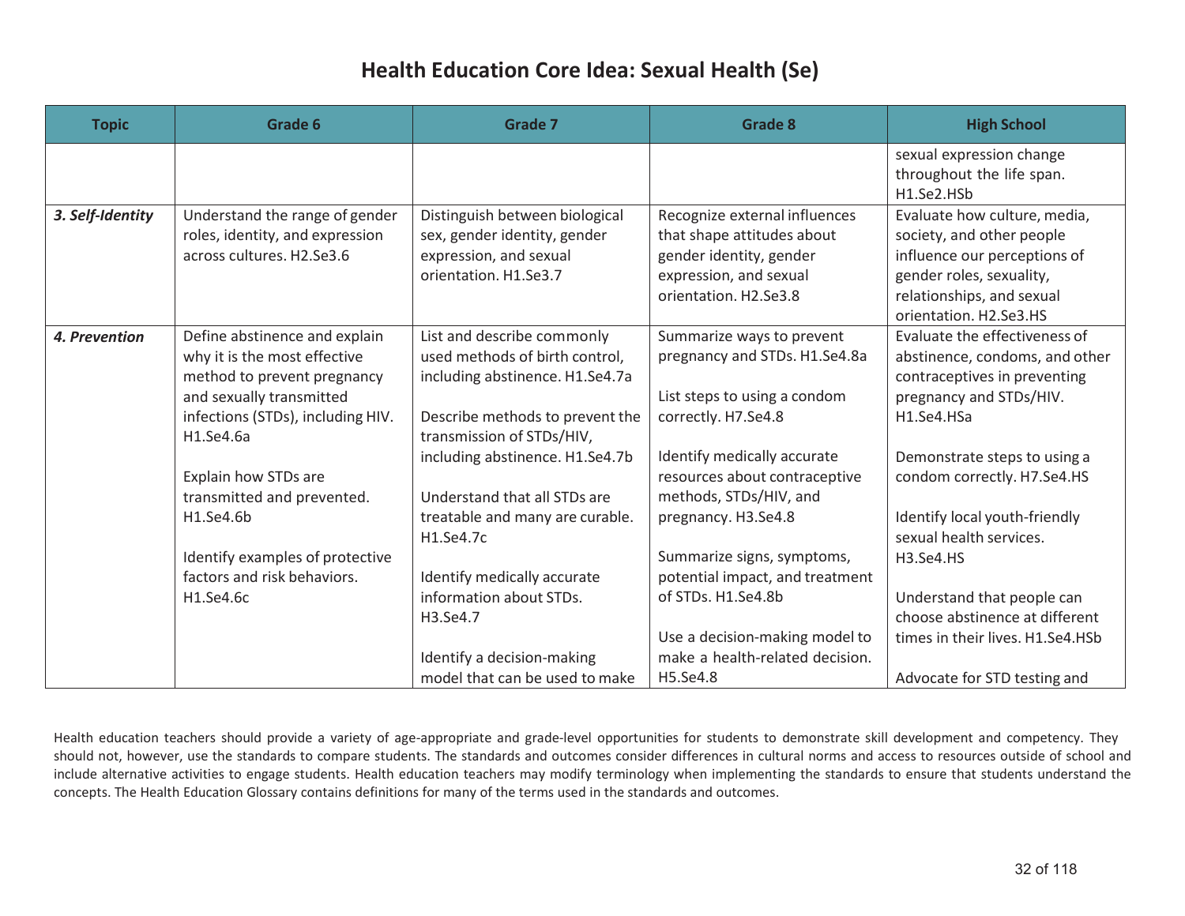# Health Education Core Idea: Sexual Health (Se)

| Topic | Grade 6 | Grade 7 | Grade 8 | High School |
|---|---|---|---|---|
| | | | | sexual expression change throughout the life span. H1.Se2.HSb |
| ***3. Self-Identity*** | Understand the range of gender roles, identity, and expression across cultures. H2.Se3.6 | Distinguish between biological sex, gender identity, gender expression, and sexual orientation. H1.Se3.7 | Recognize external influences that shape attitudes about gender identity, gender expression, and sexual orientation. H2.Se3.8 | Evaluate how culture, media, society, and other people influence our perceptions of gender roles, sexuality, relationships, and sexual orientation. H2.Se3.HS |
| ***4. Prevention*** | Define abstinence and explain why it is the most effective method to prevent pregnancy and sexually transmitted infections (STDs), including HIV. H1.Se4.6a<br><br>Explain how STDs are transmitted and prevented. H1.Se4.6b<br><br>Identify examples of protective factors and risk behaviors. H1.Se4.6c | List and describe commonly used methods of birth control, including abstinence. H1.Se4.7a<br><br>Describe methods to prevent the transmission of STDs/HIV, including abstinence. H1.Se4.7b<br><br>Understand that all STDs are treatable and many are curable. H1.Se4.7c<br><br>Identify medically accurate information about STDs. H3.Se4.7<br><br>Identify a decision-making model that can be used to make | Summarize ways to prevent pregnancy and STDs. H1.Se4.8a<br><br>List steps to using a condom correctly. H7.Se4.8<br><br>Identify medically accurate resources about contraceptive methods, STDs/HIV, and pregnancy. H3.Se4.8<br><br>Summarize signs, symptoms, potential impact, and treatment of STDs. H1.Se4.8b<br><br>Use a decision-making model to make a health-related decision. H5.Se4.8 | Evaluate the effectiveness of abstinence, condoms, and other contraceptives in preventing pregnancy and STDs/HIV. H1.Se4.HSa<br><br>Demonstrate steps to using a condom correctly. H7.Se4.HS<br><br>Identify local youth-friendly sexual health services. H3.Se4.HS<br><br>Understand that people can choose abstinence at different times in their lives. H1.Se4.HSb<br><br>Advocate for STD testing and |

Health education teachers should provide a variety of age-appropriate and grade-level opportunities for students to demonstrate skill development and competency. They should not, however, use the standards to compare students. The standards and outcomes consider differences in cultural norms and access to resources outside of school and include alternative activities to engage students. Health education teachers may modify terminology when implementing the standards to ensure that students understand the concepts. The Health Education Glossary contains definitions for many of the terms used in the standards and outcomes.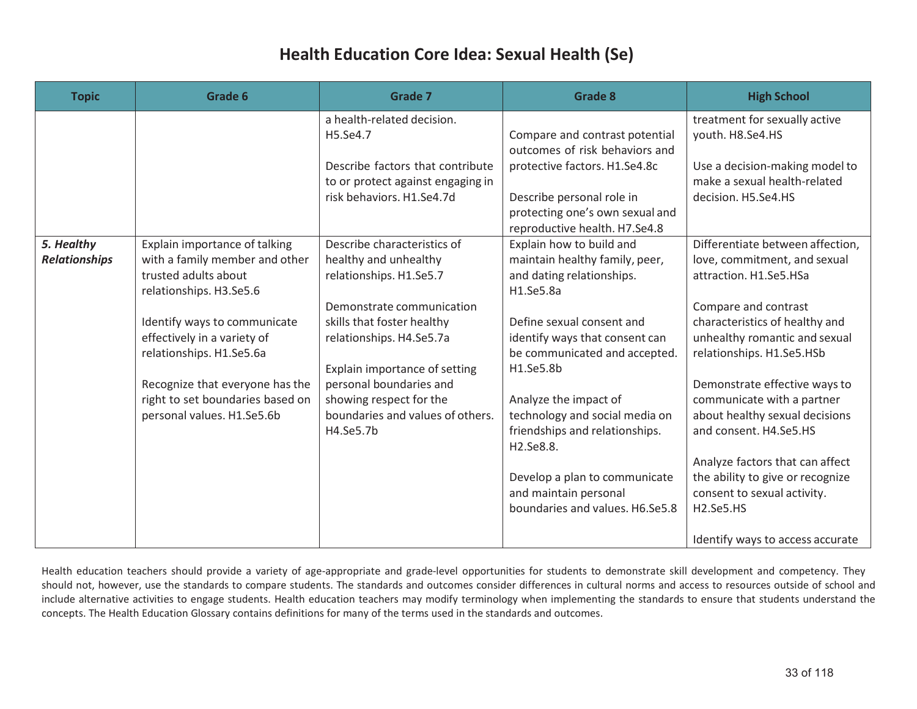# Health Education Core Idea: Sexual Health (Se)

| Topic | Grade 6 | Grade 7 | Grade 8 | High School |
|---|---|---|---|---|
| | | a health-related decision. H5.Se4.7<br><br>Describe factors that contribute to or protect against engaging in risk behaviors. H1.Se4.7d | Compare and contrast potential outcomes of risk behaviors and protective factors. H1.Se4.8c<br><br>Describe personal role in protecting one's own sexual and reproductive health. H7.Se4.8 | treatment for sexually active youth. H8.Se4.HS<br><br>Use a decision-making model to make a sexual health-related decision. H5.Se4.HS |
| ***5. Healthy Relationships*** | Explain importance of talking with a family member and other trusted adults about relationships. H3.Se5.6<br><br>Identify ways to communicate effectively in a variety of relationships. H1.Se5.6a<br><br>Recognize that everyone has the right to set boundaries based on personal values. H1.Se5.6b | Describe characteristics of healthy and unhealthy relationships. H1.Se5.7<br><br>Demonstrate communication skills that foster healthy relationships. H4.Se5.7a<br><br>Explain importance of setting personal boundaries and showing respect for the boundaries and values of others. H4.Se5.7b | Explain how to build and maintain healthy family, peer, and dating relationships. H1.Se5.8a<br><br>Define sexual consent and identify ways that consent can be communicated and accepted. H1.Se5.8b<br><br>Analyze the impact of technology and social media on friendships and relationships. H2.Se8.8.<br><br>Develop a plan to communicate and maintain personal boundaries and values. H6.Se5.8 | Differentiate between affection, love, commitment, and sexual attraction. H1.Se5.HSa<br><br>Compare and contrast characteristics of healthy and unhealthy romantic and sexual relationships. H1.Se5.HSb<br><br>Demonstrate effective ways to communicate with a partner about healthy sexual decisions and consent. H4.Se5.HS<br><br>Analyze factors that can affect the ability to give or recognize consent to sexual activity. H2.Se5.HS<br><br>Identify ways to access accurate |

Health education teachers should provide a variety of age-appropriate and grade-level opportunities for students to demonstrate skill development and competency. They should not, however, use the standards to compare students. The standards and outcomes consider differences in cultural norms and access to resources outside of school and include alternative activities to engage students. Health education teachers may modify terminology when implementing the standards to ensure that students understand the concepts. The Health Education Glossary contains definitions for many of the terms used in the standards and outcomes.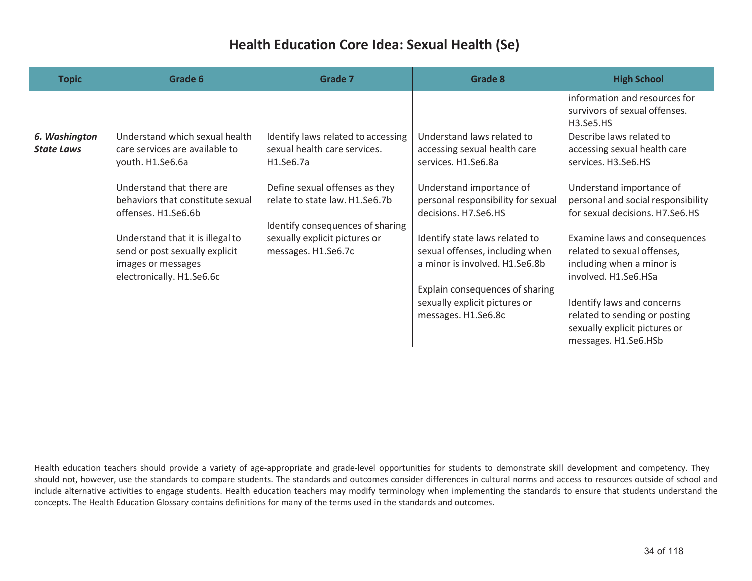# Health Education Core Idea: Sexual Health (Se)

| Topic | Grade 6 | Grade 7 | Grade 8 | High School |
|---|---|---|---|---|
| | | | | information and resources for survivors of sexual offenses. H3.Se5.HS |
| ***6. Washington State Laws*** | Understand which sexual health care services are available to youth. H1.Se6.6a<br><br>Understand that there are behaviors that constitute sexual offenses. H1.Se6.6b<br><br>Understand that it is illegal to send or post sexually explicit images or messages electronically. H1.Se6.6c | Identify laws related to accessing sexual health care services. H1.Se6.7a<br><br>Define sexual offenses as they relate to state law. H1.Se6.7b<br><br>Identify consequences of sharing sexually explicit pictures or messages. H1.Se6.7c | Understand laws related to accessing sexual health care services. H1.Se6.8a<br><br>Understand importance of personal responsibility for sexual decisions. H7.Se6.HS<br><br>Identify state laws related to sexual offenses, including when a minor is involved. H1.Se6.8b<br><br>Explain consequences of sharing sexually explicit pictures or messages. H1.Se6.8c | Describe laws related to accessing sexual health care services. H3.Se6.HS<br><br>Understand importance of personal and social responsibility for sexual decisions. H7.Se6.HS<br><br>Examine laws and consequences related to sexual offenses, including when a minor is involved. H1.Se6.HSa<br><br>Identify laws and concerns related to sending or posting sexually explicit pictures or messages. H1.Se6.HSb |

Health education teachers should provide a variety of age-appropriate and grade-level opportunities for students to demonstrate skill development and competency. They should not, however, use the standards to compare students. The standards and outcomes consider differences in cultural norms and access to resources outside of school and include alternative activities to engage students. Health education teachers may modify terminology when implementing the standards to ensure that students understand the concepts. The Health Education Glossary contains definitions for many of the terms used in the standards and outcomes.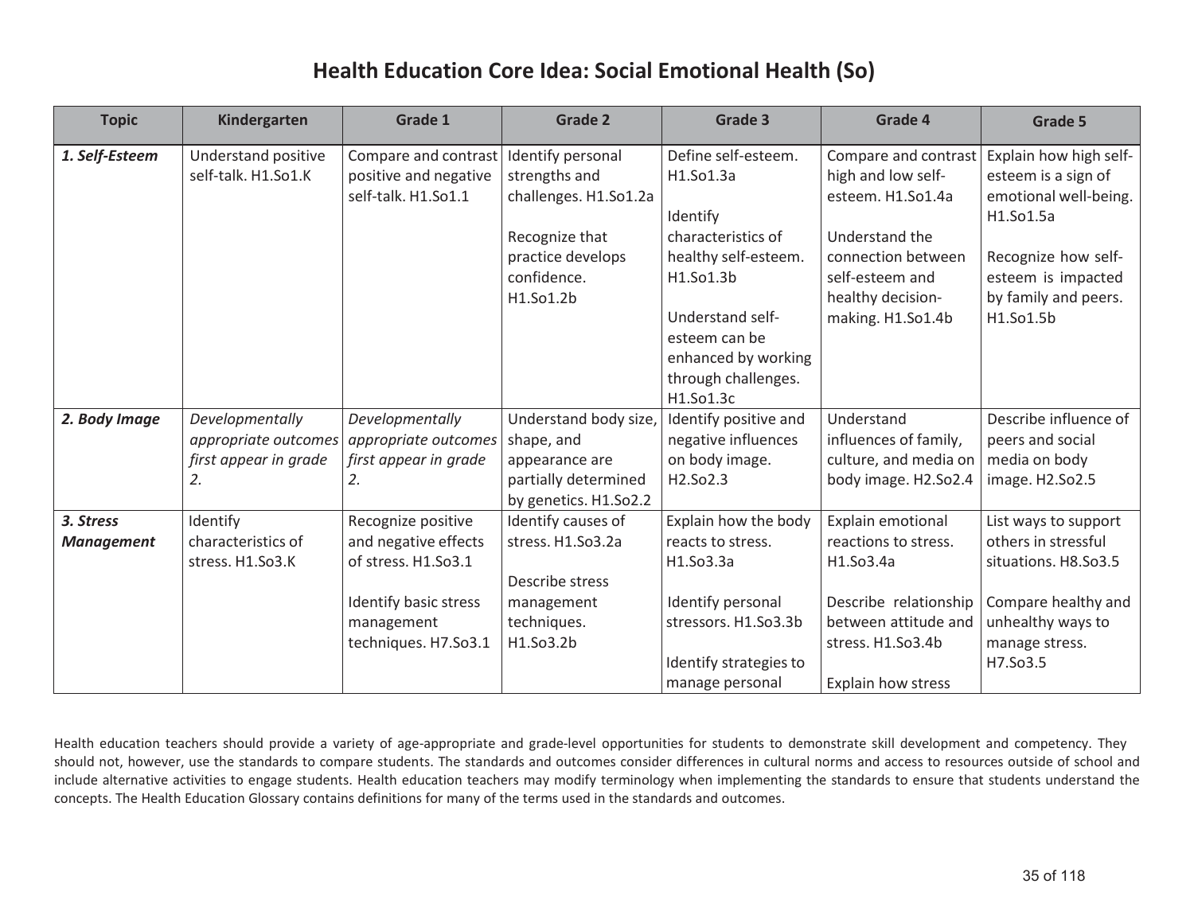# Health Education Core Idea: Social Emotional Health (So)

| Topic | Kindergarten | Grade 1 | Grade 2 | Grade 3 | Grade 4 | Grade 5 |
|---|---|---|---|---|---|---|
| ***1. Self-Esteem*** | Understand positive self-talk. H1.So1.K | Compare and contrast positive and negative self-talk. H1.So1.1 | Identify personal strengths and challenges. H1.So1.2a<br><br>Recognize that practice develops confidence. H1.So1.2b | Define self-esteem. H1.So1.3a<br><br>Identify characteristics of healthy self-esteem. H1.So1.3b<br><br>Understand self-esteem can be enhanced by working through challenges. H1.So1.3c | Compare and contrast high and low self-esteem. H1.So1.4a<br><br>Understand the connection between self-esteem and healthy decision-making. H1.So1.4b | Explain how high self-esteem is a sign of emotional well-being. H1.So1.5a<br><br>Recognize how self-esteem is impacted by family and peers. H1.So1.5b |
| ***2. Body Image*** | *Developmentally appropriate outcomes first appear in grade 2.* | *Developmentally appropriate outcomes first appear in grade 2.* | Understand body size, shape, and appearance are partially determined by genetics. H1.So2.2 | Identify positive and negative influences on body image. H2.So2.3 | Understand influences of family, culture, and media on body image. H2.So2.4 | Describe influence of peers and social media on body image. H2.So2.5 |
| ***3. Stress Management*** | Identify characteristics of stress. H1.So3.K | Recognize positive and negative effects of stress. H1.So3.1<br><br>Identify basic stress management techniques. H7.So3.1 | Identify causes of stress. H1.So3.2a<br><br>Describe stress management techniques. H1.So3.2b | Explain how the body reacts to stress. H1.So3.3a<br><br>Identify personal stressors. H1.So3.3b<br><br>Identify strategies to manage personal | Explain emotional reactions to stress. H1.So3.4a<br><br>Describe relationship between attitude and stress. H1.So3.4b<br><br>Explain how stress | List ways to support others in stressful situations. H8.So3.5<br><br>Compare healthy and unhealthy ways to manage stress. H7.So3.5 |

Health education teachers should provide a variety of age-appropriate and grade-level opportunities for students to demonstrate skill development and competency. They should not, however, use the standards to compare students. The standards and outcomes consider differences in cultural norms and access to resources outside of school and include alternative activities to engage students. Health education teachers may modify terminology when implementing the standards to ensure that students understand the concepts. The Health Education Glossary contains definitions for many of the terms used in the standards and outcomes.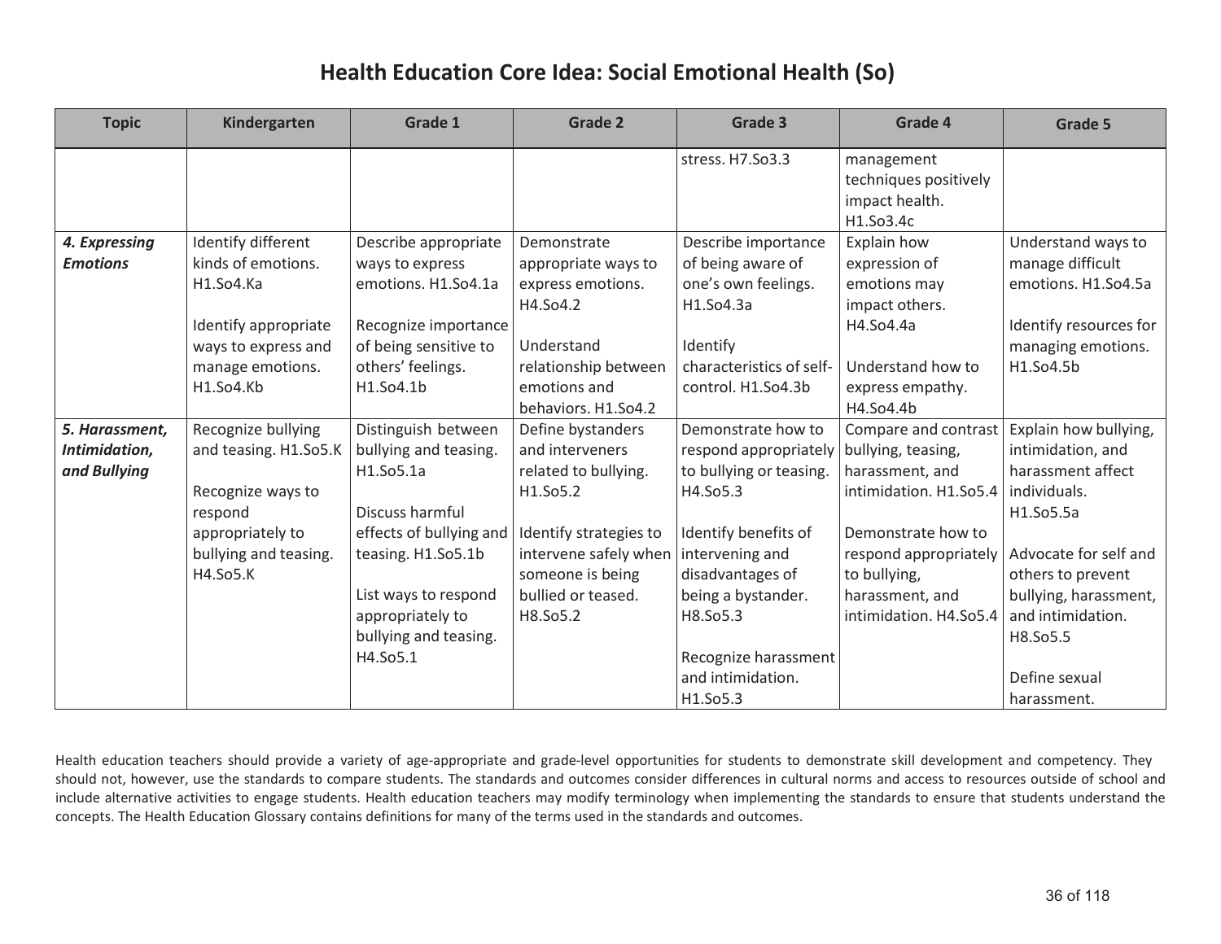# Health Education Core Idea: Social Emotional Health (So)

| Topic | Kindergarten | Grade 1 | Grade 2 | Grade 3 | Grade 4 | Grade 5 |
|---|---|---|---|---|---|---|
| | | | | stress. H7.So3.3 | management techniques positively impact health. H1.So3.4c | |
| ***4. Expressing Emotions*** | Identify different kinds of emotions. H1.So4.Ka<br><br>Identify appropriate ways to express and manage emotions. H1.So4.Kb | Describe appropriate ways to express emotions. H1.So4.1a<br><br>Recognize importance of being sensitive to others' feelings. H1.So4.1b | Demonstrate appropriate ways to express emotions. H4.So4.2<br><br>Understand relationship between emotions and behaviors. H1.So4.2 | Describe importance of being aware of one's own feelings. H1.So4.3a<br><br>Identify characteristics of self-control. H1.So4.3b | Explain how expression of emotions may impact others. H4.So4.4a<br><br>Understand how to express empathy. H4.So4.4b | Understand ways to manage difficult emotions. H1.So4.5a<br><br>Identify resources for managing emotions. H1.So4.5b |
| ***5. Harassment, Intimidation, and Bullying*** | Recognize bullying and teasing. H1.So5.K<br><br>Recognize ways to respond appropriately to bullying and teasing. H4.So5.K | Distinguish between bullying and teasing. H1.So5.1a<br><br>Discuss harmful effects of bullying and teasing. H1.So5.1b<br><br>List ways to respond appropriately to bullying and teasing. H4.So5.1 | Define bystanders and interveners related to bullying. H1.So5.2<br><br>Identify strategies to intervene safely when someone is being bullied or teased. H8.So5.2 | Demonstrate how to respond appropriately to bullying or teasing. H4.So5.3<br><br>Identify benefits of intervening and disadvantages of being a bystander. H8.So5.3<br><br>Recognize harassment and intimidation. H1.So5.3 | Compare and contrast bullying, teasing, harassment, and intimidation. H1.So5.4<br><br>Demonstrate how to respond appropriately to bullying, harassment, and intimidation. H4.So5.4 | Explain how bullying, intimidation, and harassment affect individuals. H1.So5.5a<br><br>Advocate for self and others to prevent bullying, harassment, and intimidation. H8.So5.5<br><br>Define sexual harassment. |

Health education teachers should provide a variety of age-appropriate and grade-level opportunities for students to demonstrate skill development and competency. They should not, however, use the standards to compare students. The standards and outcomes consider differences in cultural norms and access to resources outside of school and include alternative activities to engage students. Health education teachers may modify terminology when implementing the standards to ensure that students understand the concepts. The Health Education Glossary contains definitions for many of the terms used in the standards and outcomes.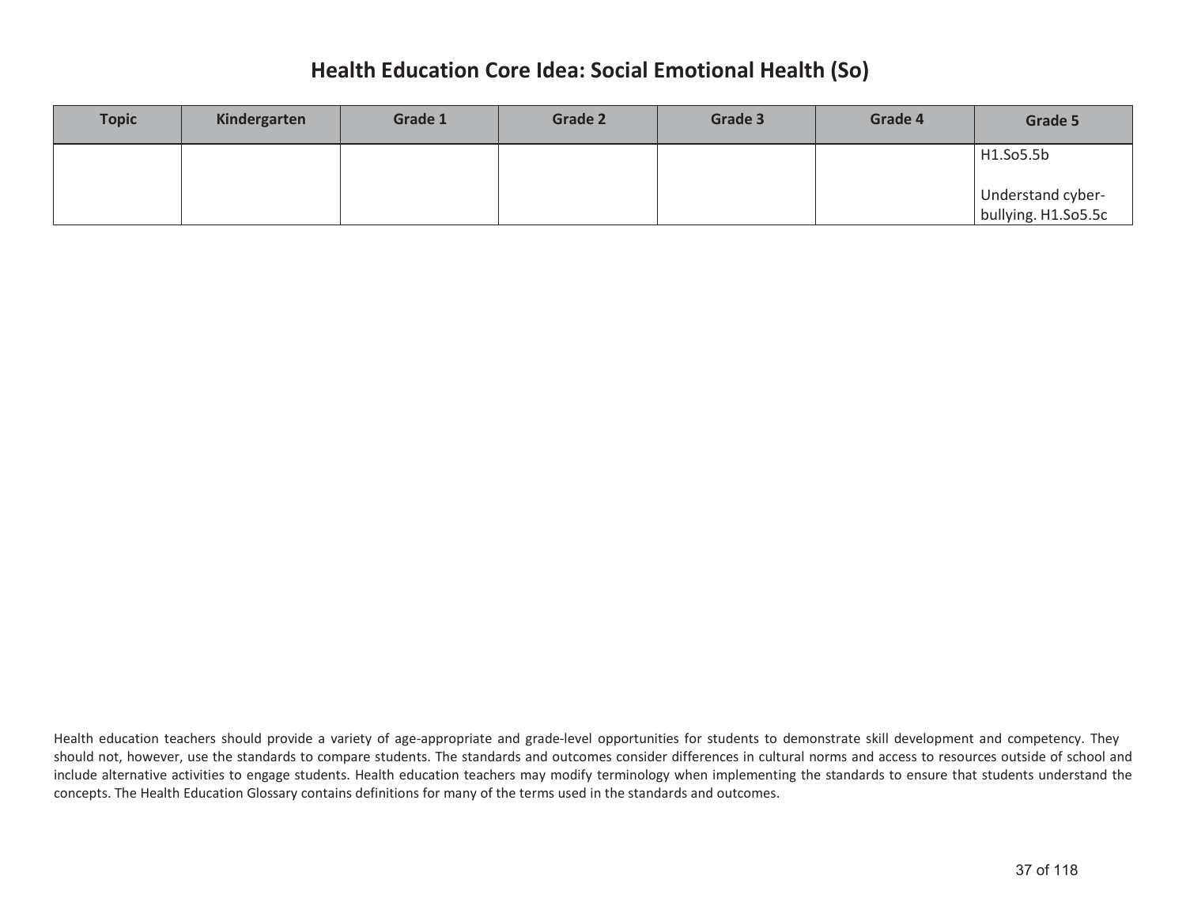# Health Education Core Idea: Social Emotional Health (So)

| Topic | Kindergarten | Grade 1 | Grade 2 | Grade 3 | Grade 4 | Grade 5 |
| --- | --- | --- | --- | --- | --- | --- |
| | | | | | | H1.So5.5b<br><br>Understand cyber-bullying. H1.So5.5c |

Health education teachers should provide a variety of age-appropriate and grade-level opportunities for students to demonstrate skill development and competency. They should not, however, use the standards to compare students. The standards and outcomes consider differences in cultural norms and access to resources outside of school and include alternative activities to engage students. Health education teachers may modify terminology when implementing the standards to ensure that students understand the concepts. The Health Education Glossary contains definitions for many of the terms used in the standards and outcomes.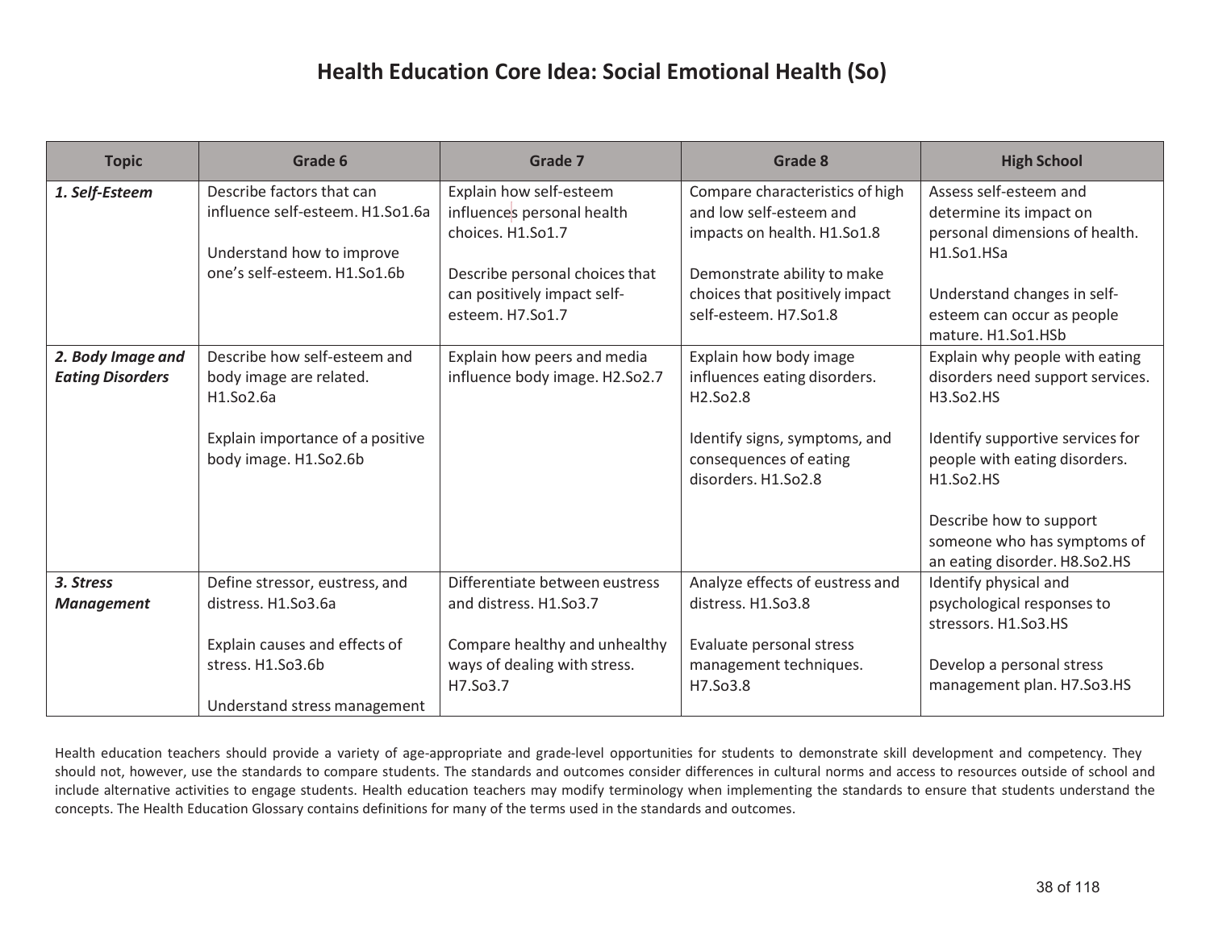# Health Education Core Idea: Social Emotional Health (So)

| Topic | Grade 6 | Grade 7 | Grade 8 | High School |
|---|---|---|---|---|
| ***1. Self-Esteem*** | Describe factors that can influence self-esteem. H1.So1.6a<br><br>Understand how to improve one's self-esteem. H1.So1.6b | Explain how self-esteem influences personal health choices. H1.So1.7<br><br>Describe personal choices that can positively impact self-esteem. H7.So1.7 | Compare characteristics of high and low self-esteem and impacts on health. H1.So1.8<br><br>Demonstrate ability to make choices that positively impact self-esteem. H7.So1.8 | Assess self-esteem and determine its impact on personal dimensions of health. H1.So1.HSa<br><br>Understand changes in self-esteem can occur as people mature. H1.So1.HSb |
| ***2. Body Image and Eating Disorders*** | Describe how self-esteem and body image are related. H1.So2.6a<br><br>Explain importance of a positive body image. H1.So2.6b | Explain how peers and media influence body image. H2.So2.7 | Explain how body image influences eating disorders. H2.So2.8<br><br>Identify signs, symptoms, and consequences of eating disorders. H1.So2.8 | Explain why people with eating disorders need support services. H3.So2.HS<br><br>Identify supportive services for people with eating disorders. H1.So2.HS<br><br>Describe how to support someone who has symptoms of an eating disorder. H8.So2.HS |
| ***3. Stress Management*** | Define stressor, eustress, and distress. H1.So3.6a<br><br>Explain causes and effects of stress. H1.So3.6b<br><br>Understand stress management | Differentiate between eustress and distress. H1.So3.7<br><br>Compare healthy and unhealthy ways of dealing with stress. H7.So3.7 | Analyze effects of eustress and distress. H1.So3.8<br><br>Evaluate personal stress management techniques. H7.So3.8 | Identify physical and psychological responses to stressors. H1.So3.HS<br><br>Develop a personal stress management plan. H7.So3.HS |

Health education teachers should provide a variety of age-appropriate and grade-level opportunities for students to demonstrate skill development and competency. They should not, however, use the standards to compare students. The standards and outcomes consider differences in cultural norms and access to resources outside of school and include alternative activities to engage students. Health education teachers may modify terminology when implementing the standards to ensure that students understand the concepts. The Health Education Glossary contains definitions for many of the terms used in the standards and outcomes.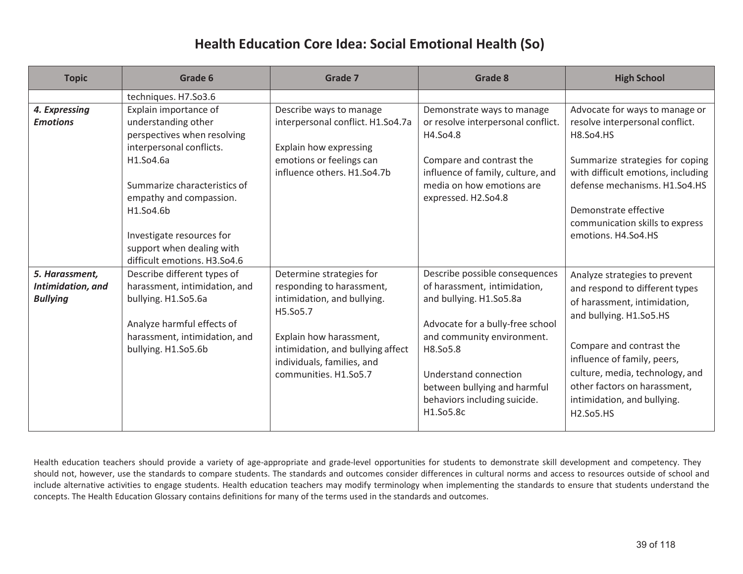# Health Education Core Idea: Social Emotional Health (So)

| Topic | Grade 6 | Grade 7 | Grade 8 | High School |
|---|---|---|---|---|
| | techniques. H7.So3.6 | | | |
| ***4. Expressing Emotions*** | Explain importance of understanding other perspectives when resolving interpersonal conflicts. H1.So4.6a<br><br>Summarize characteristics of empathy and compassion. H1.So4.6b<br><br>Investigate resources for support when dealing with difficult emotions. H3.So4.6 | Describe ways to manage interpersonal conflict. H1.So4.7a<br><br>Explain how expressing emotions or feelings can influence others. H1.So4.7b | Demonstrate ways to manage or resolve interpersonal conflict. H4.So4.8<br><br>Compare and contrast the influence of family, culture, and media on how emotions are expressed. H2.So4.8 | Advocate for ways to manage or resolve interpersonal conflict. H8.So4.HS<br><br>Summarize strategies for coping with difficult emotions, including defense mechanisms. H1.So4.HS<br><br>Demonstrate effective communication skills to express emotions. H4.So4.HS |
| ***5. Harassment, Intimidation, and Bullying*** | Describe different types of harassment, intimidation, and bullying. H1.So5.6a<br><br>Analyze harmful effects of harassment, intimidation, and bullying. H1.So5.6b | Determine strategies for responding to harassment, intimidation, and bullying. H5.So5.7<br><br>Explain how harassment, intimidation, and bullying affect individuals, families, and communities. H1.So5.7 | Describe possible consequences of harassment, intimidation, and bullying. H1.So5.8a<br><br>Advocate for a bully-free school and community environment. H8.So5.8<br><br>Understand connection between bullying and harmful behaviors including suicide. H1.So5.8c | Analyze strategies to prevent and respond to different types of harassment, intimidation, and bullying. H1.So5.HS<br><br>Compare and contrast the influence of family, peers, culture, media, technology, and other factors on harassment, intimidation, and bullying. H2.So5.HS |

Health education teachers should provide a variety of age-appropriate and grade-level opportunities for students to demonstrate skill development and competency. They should not, however, use the standards to compare students. The standards and outcomes consider differences in cultural norms and access to resources outside of school and include alternative activities to engage students. Health education teachers may modify terminology when implementing the standards to ensure that students understand the concepts. The Health Education Glossary contains definitions for many of the terms used in the standards and outcomes.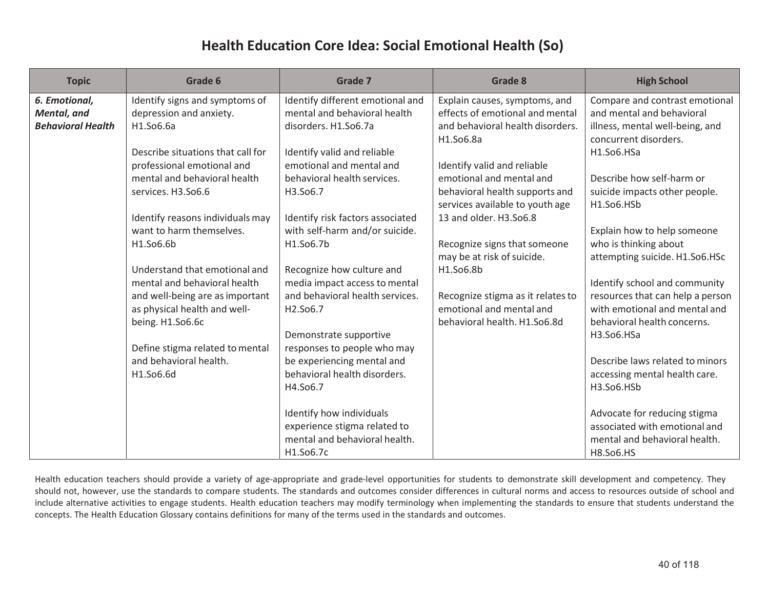# Health Education Core Idea: Social Emotional Health (So)

| Topic | Grade 6 | Grade 7 | Grade 8 | High School |
|---|---|---|---|---|
| ***6. Emotional, Mental, and Behavioral Health*** | Identify signs and symptoms of depression and anxiety. H1.So6.6a<br><br>Describe situations that call for professional emotional and mental and behavioral health services. H3.So6.6<br><br>Identify reasons individuals may want to harm themselves. H1.So6.6b<br><br>Understand that emotional and mental and behavioral health and well-being are as important as physical health and well-being. H1.So6.6c<br><br>Define stigma related to mental and behavioral health. H1.So6.6d | Identify different emotional and mental and behavioral health disorders. H1.So6.7a<br><br>Identify valid and reliable emotional and mental and behavioral health services. H3.So6.7<br><br>Identify risk factors associated with self-harm and/or suicide. H1.So6.7b<br><br>Recognize how culture and media impact access to mental and behavioral health services. H2.So6.7<br><br>Demonstrate supportive responses to people who may be experiencing mental and behavioral health disorders. H4.So6.7<br><br>Identify how individuals experience stigma related to mental and behavioral health. H1.So6.7c | Explain causes, symptoms, and effects of emotional and mental and behavioral health disorders. H1.So6.8a<br><br>Identify valid and reliable emotional and mental and behavioral health supports and services available to youth age 13 and older. H3.So6.8<br><br>Recognize signs that someone may be at risk of suicide. H1.So6.8b<br><br>Recognize stigma as it relates to emotional and mental and behavioral health. H1.So6.8d | Compare and contrast emotional and mental and behavioral illness, mental well-being, and concurrent disorders. H1.So6.HSa<br><br>Describe how self-harm or suicide impacts other people. H1.So6.HSb<br><br>Explain how to help someone who is thinking about attempting suicide. H1.So6.HSc<br><br>Identify school and community resources that can help a person with emotional and mental and behavioral health concerns. H3.So6.HSa<br><br>Describe laws related to minors accessing mental health care. H3.So6.HSb<br><br>Advocate for reducing stigma associated with emotional and mental and behavioral health. H8.So6.HS |

Health education teachers should provide a variety of age-appropriate and grade-level opportunities for students to demonstrate skill development and competency. They should not, however, use the standards to compare students. The standards and outcomes consider differences in cultural norms and access to resources outside of school and include alternative activities to engage students. Health education teachers may modify terminology when implementing the standards to ensure that students understand the concepts. The Health Education Glossary contains definitions for many of the terms used in the standards and outcomes.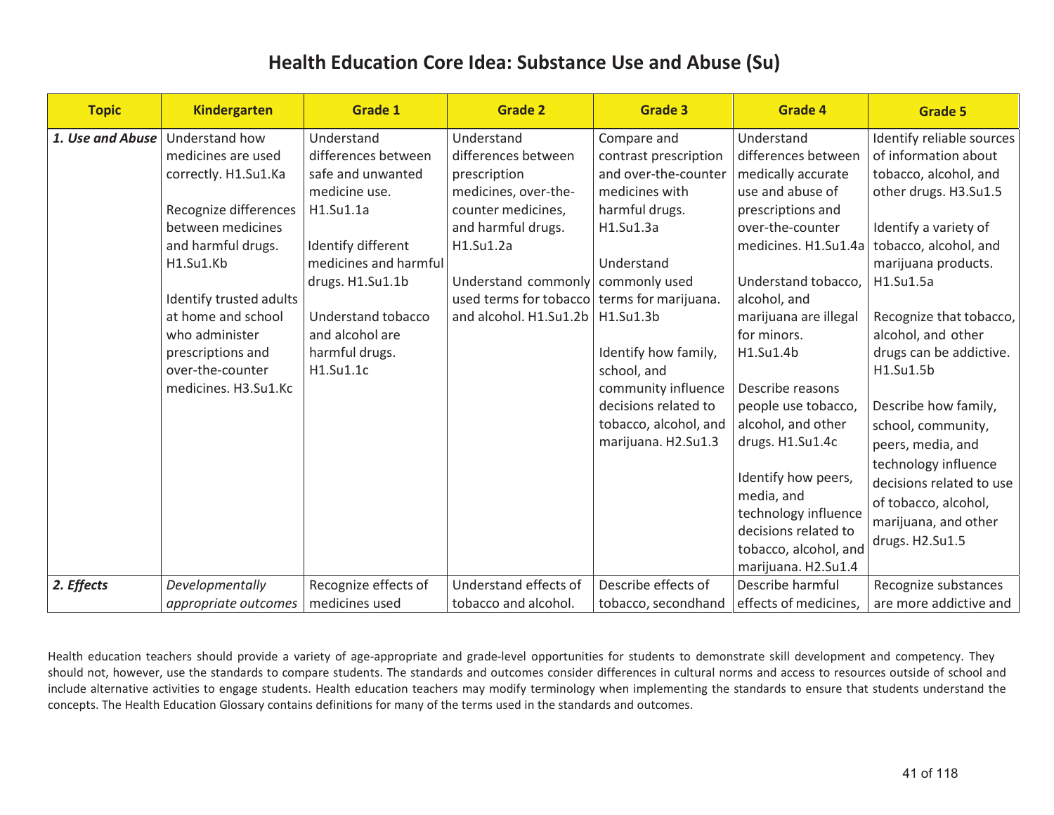# Health Education Core Idea: Substance Use and Abuse (Su)

| Topic | Kindergarten | Grade 1 | Grade 2 | Grade 3 | Grade 4 | Grade 5 |
|---|---|---|---|---|---|---|
| ***1. Use and Abuse*** | Understand how medicines are used correctly. H1.Su1.Ka<br><br>Recognize differences between medicines and harmful drugs. H1.Su1.Kb<br><br>Identify trusted adults at home and school who administer prescriptions and over-the-counter medicines. H3.Su1.Kc | Understand differences between safe and unwanted medicine use. H1.Su1.1a<br><br>Identify different medicines and harmful drugs. H1.Su1.1b<br><br>Understand tobacco and alcohol are harmful drugs. H1.Su1.1c | Understand differences between prescription medicines, over-the-counter medicines, and harmful drugs. H1.Su1.2a<br><br>Understand commonly used terms for tobacco and alcohol. H1.Su1.2b | Compare and contrast prescription and over-the-counter medicines with harmful drugs. H1.Su1.3a<br><br>Understand commonly used terms for marijuana. H1.Su1.3b<br><br>Identify how family, school, and community influence decisions related to tobacco, alcohol, and marijuana. H2.Su1.3 | Understand differences between medically accurate use and abuse of prescriptions and over-the-counter medicines. H1.Su1.4a<br><br>Understand tobacco, alcohol, and marijuana are illegal for minors. H1.Su1.4b<br><br>Describe reasons people use tobacco, alcohol, and other drugs. H1.Su1.4c<br><br>Identify how peers, media, and technology influence decisions related to tobacco, alcohol, and marijuana. H2.Su1.4 | Identify reliable sources of information about tobacco, alcohol, and other drugs. H3.Su1.5<br><br>Identify a variety of tobacco, alcohol, and marijuana products. H1.Su1.5a<br><br>Recognize that tobacco, alcohol, and other drugs can be addictive. H1.Su1.5b<br><br>Describe how family, school, community, peers, media, and technology influence decisions related to use of tobacco, alcohol, marijuana, and other drugs. H2.Su1.5 |
| ***2. Effects*** | *Developmentally appropriate outcomes* | Recognize effects of medicines used | Understand effects of tobacco and alcohol. | Describe effects of tobacco, secondhand | Describe harmful effects of medicines, | Recognize substances are more addictive and |

Health education teachers should provide a variety of age-appropriate and grade-level opportunities for students to demonstrate skill development and competency. They should not, however, use the standards to compare students. The standards and outcomes consider differences in cultural norms and access to resources outside of school and include alternative activities to engage students. Health education teachers may modify terminology when implementing the standards to ensure that students understand the concepts. The Health Education Glossary contains definitions for many of the terms used in the standards and outcomes.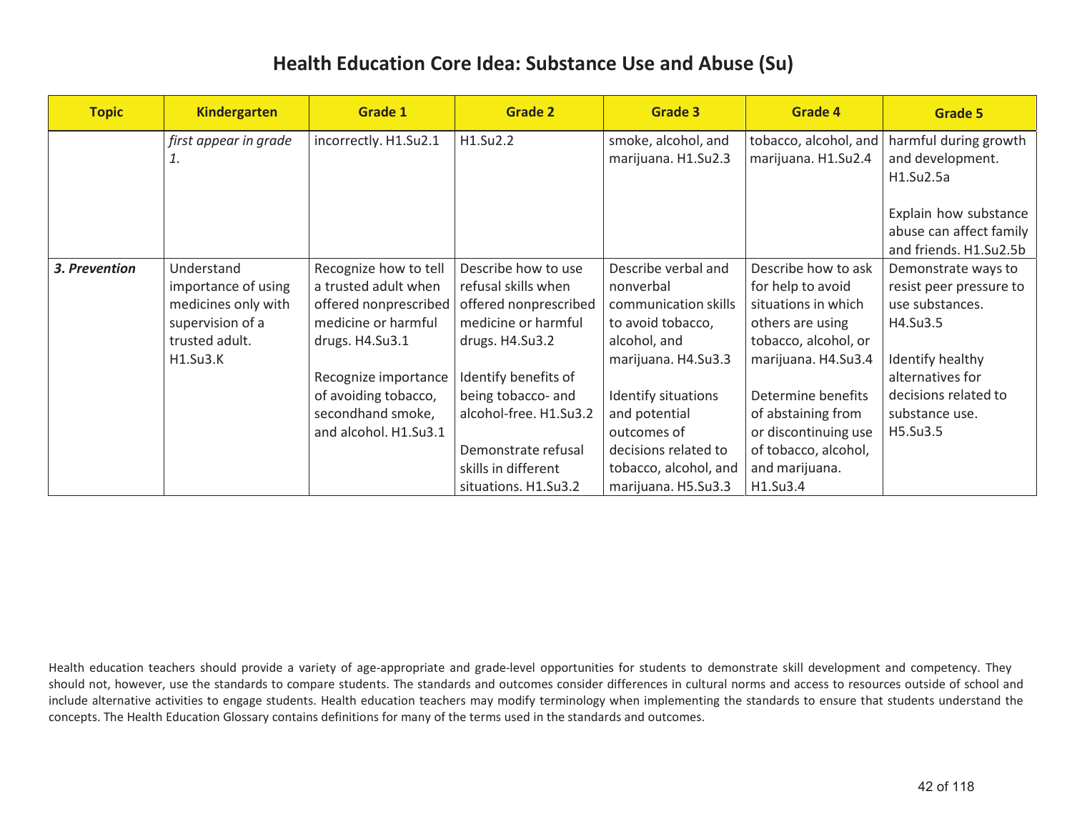# Health Education Core Idea: Substance Use and Abuse (Su)

| Topic | Kindergarten | Grade 1 | Grade 2 | Grade 3 | Grade 4 | Grade 5 |
|---|---|---|---|---|---|---|
| | *first appear in grade 1.* | incorrectly. H1.Su2.1 | H1.Su2.2 | smoke, alcohol, and marijuana. H1.Su2.3 | tobacco, alcohol, and marijuana. H1.Su2.4 | harmful during growth and development. H1.Su2.5a<br><br>Explain how substance abuse can affect family and friends. H1.Su2.5b |
| ***3. Prevention*** | Understand importance of using medicines only with supervision of a trusted adult. H1.Su3.K | Recognize how to tell a trusted adult when offered nonprescribed medicine or harmful drugs. H4.Su3.1<br><br>Recognize importance of avoiding tobacco, secondhand smoke, and alcohol. H1.Su3.1 | Describe how to use refusal skills when offered nonprescribed medicine or harmful drugs. H4.Su3.2<br><br>Identify benefits of being tobacco- and alcohol-free. H1.Su3.2<br><br>Demonstrate refusal skills in different situations. H1.Su3.2 | Describe verbal and nonverbal communication skills to avoid tobacco, alcohol, and marijuana. H4.Su3.3<br><br>Identify situations and potential outcomes of decisions related to tobacco, alcohol, and marijuana. H5.Su3.3 | Describe how to ask for help to avoid situations in which others are using tobacco, alcohol, or marijuana. H4.Su3.4<br><br>Determine benefits of abstaining from or discontinuing use of tobacco, alcohol, and marijuana. H1.Su3.4 | Demonstrate ways to resist peer pressure to use substances. H4.Su3.5<br><br>Identify healthy alternatives for decisions related to substance use. H5.Su3.5 |

Health education teachers should provide a variety of age-appropriate and grade-level opportunities for students to demonstrate skill development and competency. They should not, however, use the standards to compare students. The standards and outcomes consider differences in cultural norms and access to resources outside of school and include alternative activities to engage students. Health education teachers may modify terminology when implementing the standards to ensure that students understand the concepts. The Health Education Glossary contains definitions for many of the terms used in the standards and outcomes.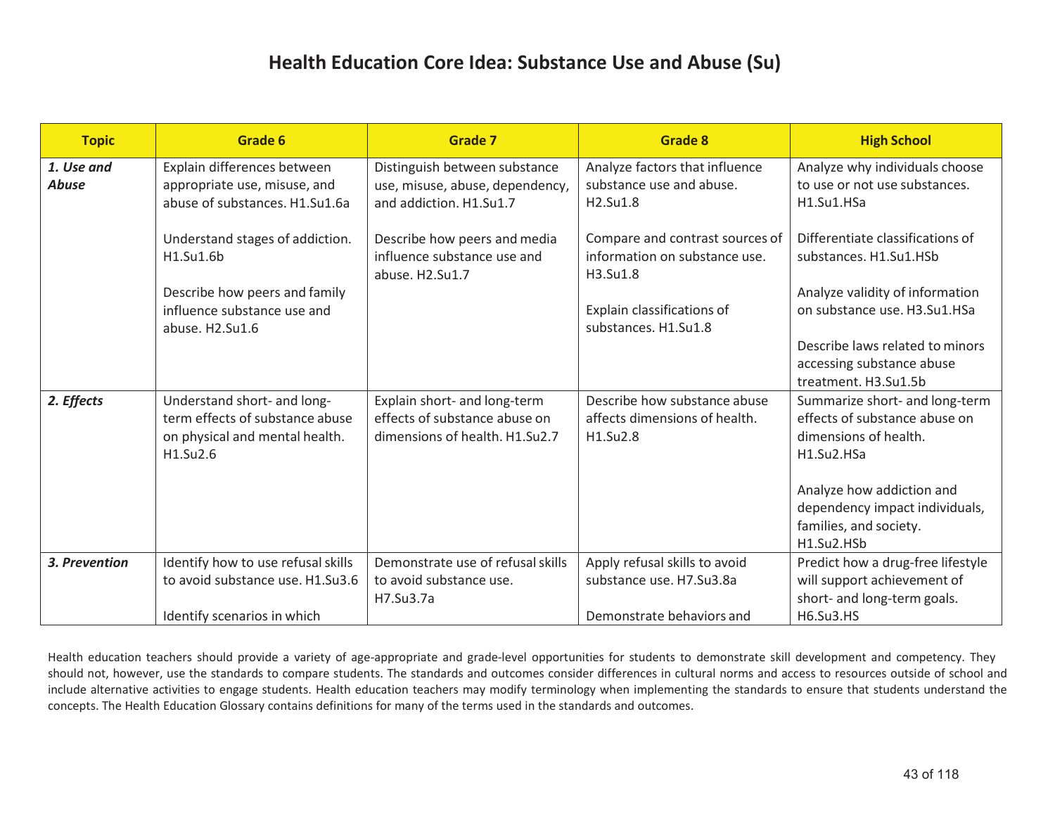# Health Education Core Idea: Substance Use and Abuse (Su)

| Topic | Grade 6 | Grade 7 | Grade 8 | High School |
|---|---|---|---|---|
| ***1. Use and Abuse*** | Explain differences between appropriate use, misuse, and abuse of substances. H1.Su1.6a<br><br>Understand stages of addiction. H1.Su1.6b<br><br>Describe how peers and family influence substance use and abuse. H2.Su1.6 | Distinguish between substance use, misuse, abuse, dependency, and addiction. H1.Su1.7<br><br>Describe how peers and media influence substance use and abuse. H2.Su1.7 | Analyze factors that influence substance use and abuse. H2.Su1.8<br><br>Compare and contrast sources of information on substance use. H3.Su1.8<br><br>Explain classifications of substances. H1.Su1.8 | Analyze why individuals choose to use or not use substances. H1.Su1.HSa<br><br>Differentiate classifications of substances. H1.Su1.HSb<br><br>Analyze validity of information on substance use. H3.Su1.HSa<br><br>Describe laws related to minors accessing substance abuse treatment. H3.Su1.5b |
| ***2. Effects*** | Understand short- and long-term effects of substance abuse on physical and mental health. H1.Su2.6 | Explain short- and long-term effects of substance abuse on dimensions of health. H1.Su2.7 | Describe how substance abuse affects dimensions of health. H1.Su2.8 | Summarize short- and long-term effects of substance abuse on dimensions of health. H1.Su2.HSa<br><br>Analyze how addiction and dependency impact individuals, families, and society. H1.Su2.HSb |
| ***3. Prevention*** | Identify how to use refusal skills to avoid substance use. H1.Su3.6<br><br>Identify scenarios in which | Demonstrate use of refusal skills to avoid substance use. H7.Su3.7a | Apply refusal skills to avoid substance use. H7.Su3.8a<br><br>Demonstrate behaviors and | Predict how a drug-free lifestyle will support achievement of short- and long-term goals. H6.Su3.HS |

Health education teachers should provide a variety of age-appropriate and grade-level opportunities for students to demonstrate skill development and competency. They should not, however, use the standards to compare students. The standards and outcomes consider differences in cultural norms and access to resources outside of school and include alternative activities to engage students. Health education teachers may modify terminology when implementing the standards to ensure that students understand the concepts. The Health Education Glossary contains definitions for many of the terms used in the standards and outcomes.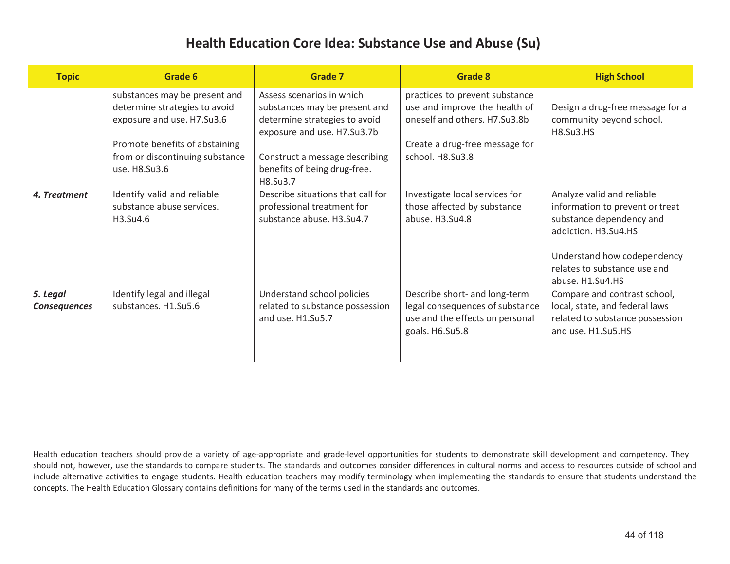## Health Education Core Idea: Substance Use and Abuse (Su)

| Topic | Grade 6 | Grade 7 | Grade 8 | High School |
|---|---|---|---|---|
| | substances may be present and determine strategies to avoid exposure and use. H7.Su3.6<br><br>Promote benefits of abstaining from or discontinuing substance use. H8.Su3.6 | Assess scenarios in which substances may be present and determine strategies to avoid exposure and use. H7.Su3.7b<br><br>Construct a message describing benefits of being drug-free. H8.Su3.7 | practices to prevent substance use and improve the health of oneself and others. H7.Su3.8b<br><br>Create a drug-free message for school. H8.Su3.8 | Design a drug-free message for a community beyond school. H8.Su3.HS |
| ***4. Treatment*** | Identify valid and reliable substance abuse services. H3.Su4.6 | Describe situations that call for professional treatment for substance abuse. H3.Su4.7 | Investigate local services for those affected by substance abuse. H3.Su4.8 | Analyze valid and reliable information to prevent or treat substance dependency and addiction. H3.Su4.HS<br><br>Understand how codependency relates to substance use and abuse. H1.Su4.HS |
| ***5. Legal Consequences*** | Identify legal and illegal substances. H1.Su5.6 | Understand school policies related to substance possession and use. H1.Su5.7 | Describe short- and long-term legal consequences of substance use and the effects on personal goals. H6.Su5.8 | Compare and contrast school, local, state, and federal laws related to substance possession and use. H1.Su5.HS |

Health education teachers should provide a variety of age-appropriate and grade-level opportunities for students to demonstrate skill development and competency. They should not, however, use the standards to compare students. The standards and outcomes consider differences in cultural norms and access to resources outside of school and include alternative activities to engage students. Health education teachers may modify terminology when implementing the standards to ensure that students understand the concepts. The Health Education Glossary contains definitions for many of the terms used in the standards and outcomes.